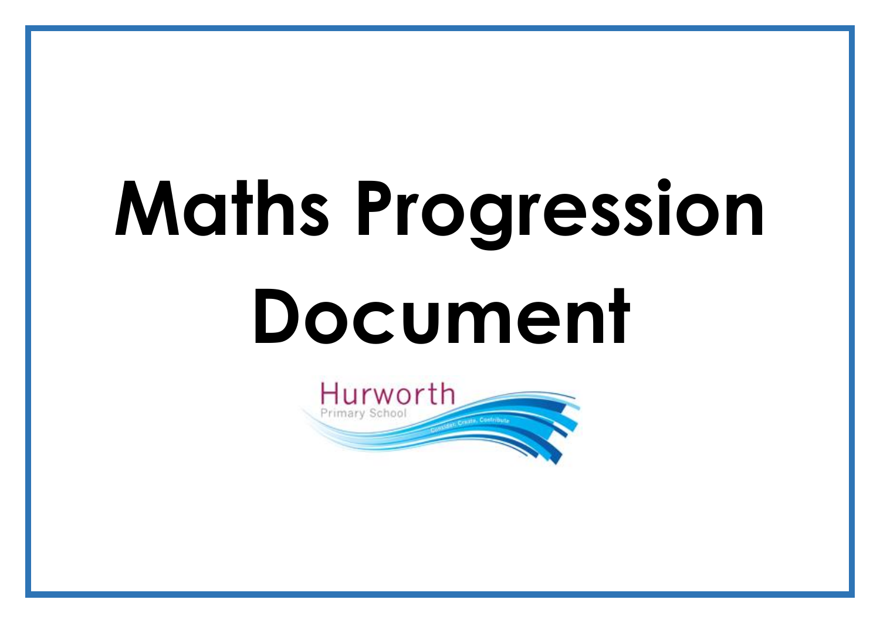# Maths Progression Document

Hurworth

Primary School

Consider, Create, Contribute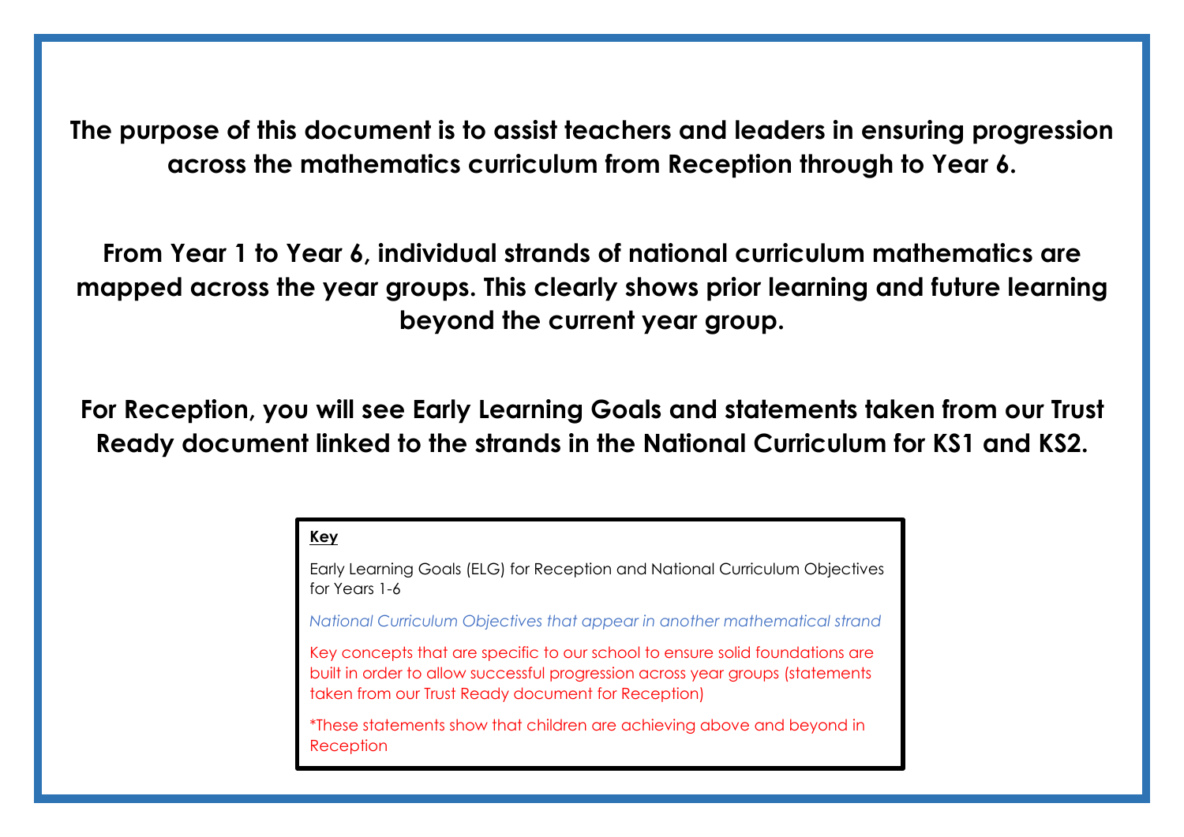**The purpose of this document is to assist teachers and leaders in ensuring progression across the mathematics curriculum from Reception through to Year 6.**

**From Year 1 to Year 6, individual strands of national curriculum mathematics are mapped across the year groups. This clearly shows prior learning and future learning beyond the current year group.**

**For Reception, you will see Early Learning Goals and statements taken from our Trust Ready document linked to the strands in the National Curriculum for KS1 and KS2.**

**Key**

Early Learning Goals (ELG) for Reception and National Curriculum Objectives for Years 1-6

*National Curriculum Objectives that appear in another mathematical strand*

Key concepts that are specific to our school to ensure solid foundations are built in order to allow successful progression across year groups (statements taken from our Trust Ready document for Reception)

*These statements show that children are achieving above and beyond in Reception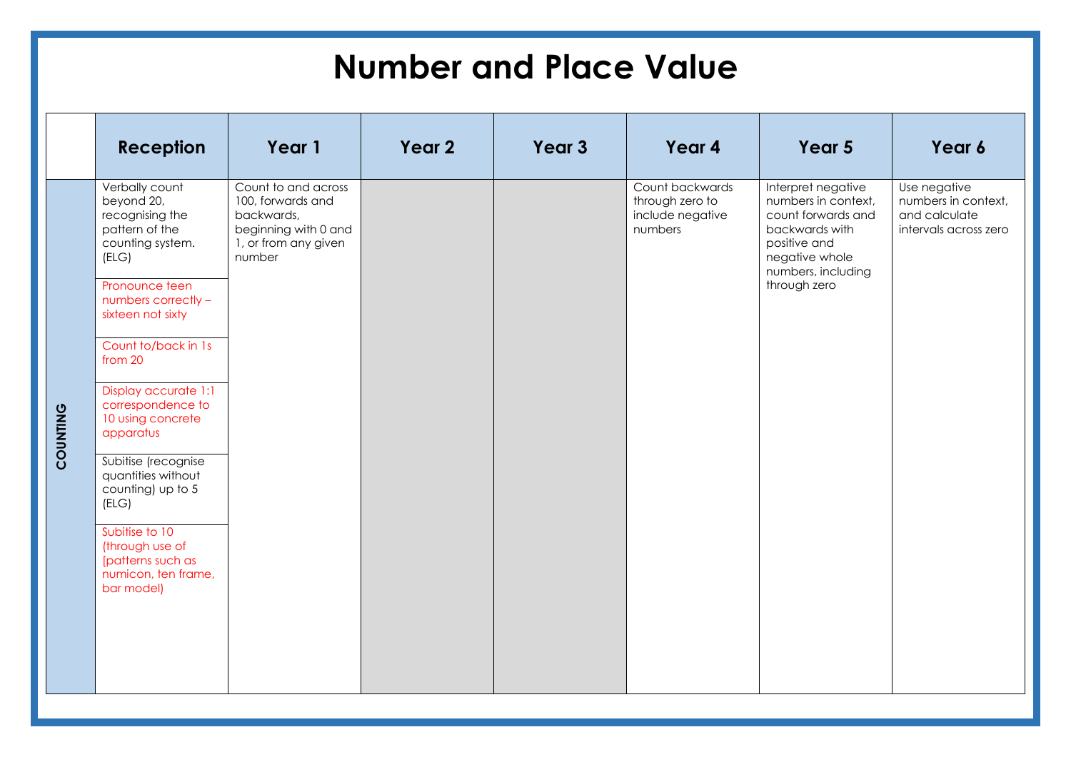# Number and Place Value

| | Reception | Year 1 | Year 2 | Year 3 | Year 4 | Year 5 | Year 6 |
|---|---|---|---|---|---|---|---|
| **COUNTING** | Verbally count beyond 20, recognising the pattern of the counting system. (ELG)<br><br>Pronounce teen numbers correctly – sixteen not sixty<br><br>Count to/back in 1s from 20<br><br>Display accurate 1:1 correspondence to 10 using concrete apparatus<br><br>Subitise (recognise quantities without counting) up to 5 (ELG)<br><br>Subitise to 10 (through use of [patterns such as numicon, ten frame, bar model) | Count to and across 100, forwards and backwards, beginning with 0 and 1, or from any given number | | | Count backwards through zero to include negative numbers | Interpret negative numbers in context, count forwards and backwards with positive and negative whole numbers, including through zero | Use negative numbers in context, and calculate intervals across zero |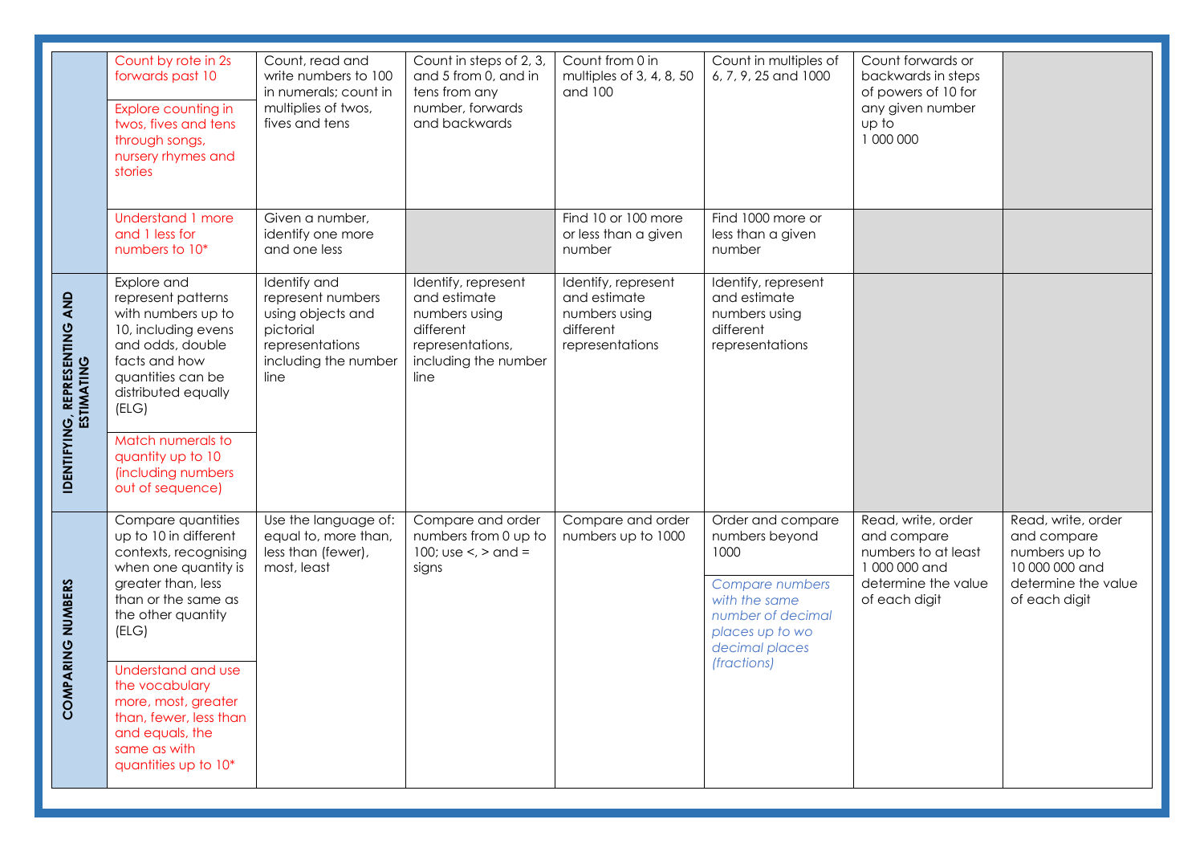| | | | | | | | |
|---|---|---|---|---|---|---|---|
| | Count by rote in 2s forwards past 10<br><br>Explore counting in twos, fives and tens through songs, nursery rhymes and stories | Count, read and write numbers to 100 in numerals; count in multiplies of twos, fives and tens | Count in steps of 2, 3, and 5 from 0, and in tens from any number, forwards and backwards | Count from 0 in multiples of 3, 4, 8, 50 and 100 | Count in multiples of 6, 7, 9, 25 and 1000 | Count forwards or backwards in steps of powers of 10 for any given number up to 1 000 000 | |
| | Understand 1 more and 1 less for numbers to 10* | Given a number, identify one more and one less | | Find 10 or 100 more or less than a given number | Find 1000 more or less than a given number | | |
| **IDENTIFYING, REPRESENTING AND ESTIMATING** | Explore and represent patterns with numbers up to 10, including evens and odds, double facts and how quantities can be distributed equally (ELG)<br><br>Match numerals to quantity up to 10 (including numbers out of sequence) | Identify and represent numbers using objects and pictorial representations including the number line | Identify, represent and estimate numbers using different representations, including the number line | Identify, represent and estimate numbers using different representations | Identify, represent and estimate numbers using different representations | | |
| **COMPARING NUMBERS** | Compare quantities up to 10 in different contexts, recognising when one quantity is greater than, less than or the same as the other quantity (ELG)<br><br>Understand and use the vocabulary more, most, greater than, fewer, less than and equals, the same as with quantities up to 10* | Use the language of: equal to, more than, less than (fewer), most, least | Compare and order numbers from 0 up to 100; use <, > and = signs | Compare and order numbers up to 1000 | Order and compare numbers beyond 1000<br><br>*Compare numbers with the same number of decimal places up to wo decimal places (fractions)* | Read, write, order and compare numbers to at least 1 000 000 and determine the value of each digit | Read, write, order and compare numbers up to 10 000 000 and determine the value of each digit |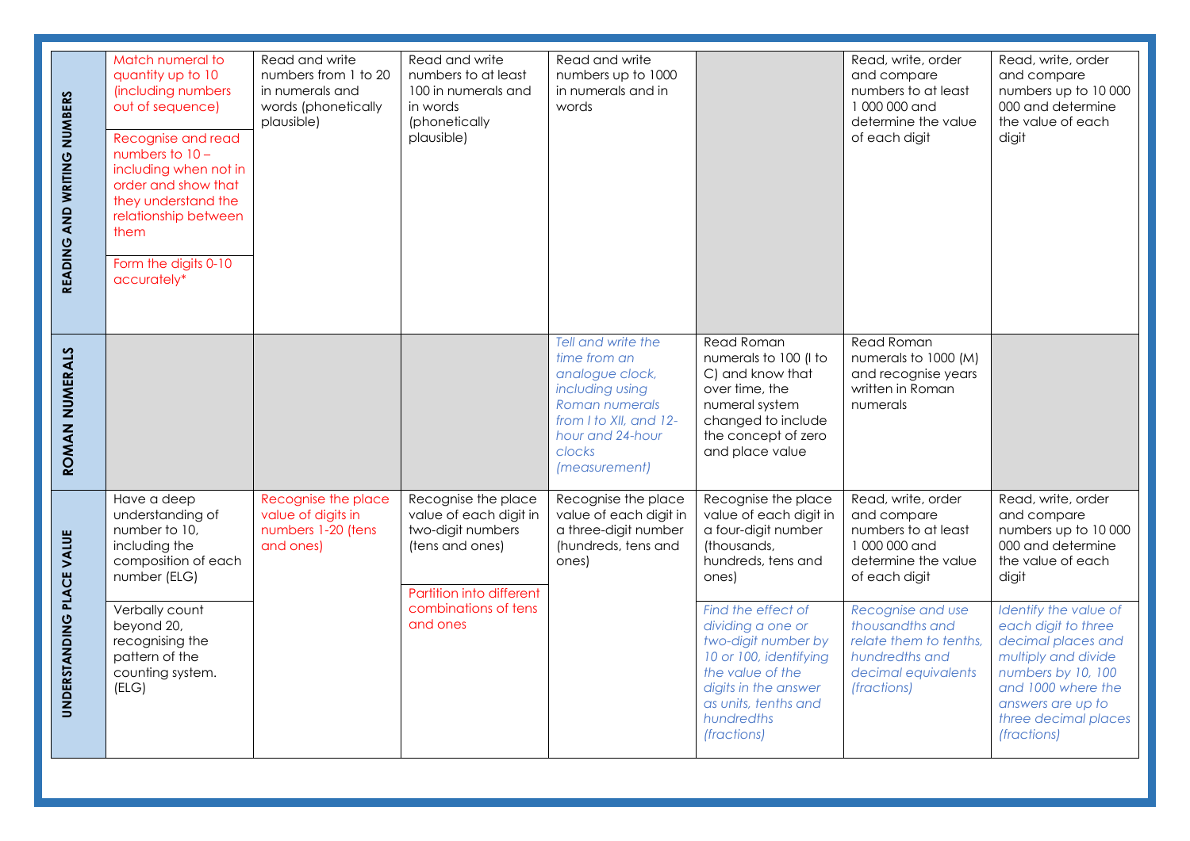| | | | | | | | |
|---|---|---|---|---|---|---|---|
| **READING AND WRITING NUMBERS** | Match numeral to quantity up to 10 (including numbers out of sequence)<br><br>Recognise and read numbers to 10 – including when not in order and show that they understand the relationship between them<br><br>Form the digits 0-10 accurately* | Read and write numbers from 1 to 20 in numerals and words (phonetically plausible) | Read and write numbers to at least 100 in numerals and in words (phonetically plausible) | Read and write numbers up to 1000 in numerals and in words | | Read, write, order and compare numbers to at least 1 000 000 and determine the value of each digit | Read, write, order and compare numbers up to 10 000 000 and determine the value of each digit |
| **ROMAN NUMERALS** | | | | *Tell and write the time from an analogue clock, including using Roman numerals from I to XII, and 12-hour and 24-hour clocks (measurement)* | Read Roman numerals to 100 (I to C) and know that over time, the numeral system changed to include the concept of zero and place value | Read Roman numerals to 1000 (M) and recognise years written in Roman numerals | |
| **UNDERSTANDING PLACE VALUE** | Have a deep understanding of number to 10, including the composition of each number (ELG)<br><br>Verbally count beyond 20, recognising the pattern of the counting system. (ELG) | Recognise the place value of digits in numbers 1-20 (tens and ones) | Recognise the place value in two-digit numbers (tens and ones)<br><br>Partition into different combinations of tens and ones | Recognise the place value of each digit in a three-digit number (hundreds, tens and ones) | Recognise the place value of each digit in a four-digit number (thousands, hundreds, tens and ones)<br><br>*Find the effect of dividing a one or two-digit number by 10 or 100, identifying the value of the digits in the answer as units, tenths and hundredths (fractions)* | Read, write, order and compare numbers to at least 1 000 000 and determine the value of each digit<br><br>*Recognise and use thousandths and relate them to tenths, hundredths and decimal equivalents (fractions)* | Read, write, order and compare numbers up to 10 000 000 and determine the value of each digit<br><br>*Identify the value of each digit to three decimal places and multiply and divide numbers by 10, 100 and 1000 where the answers are up to three decimal places (fractions)* |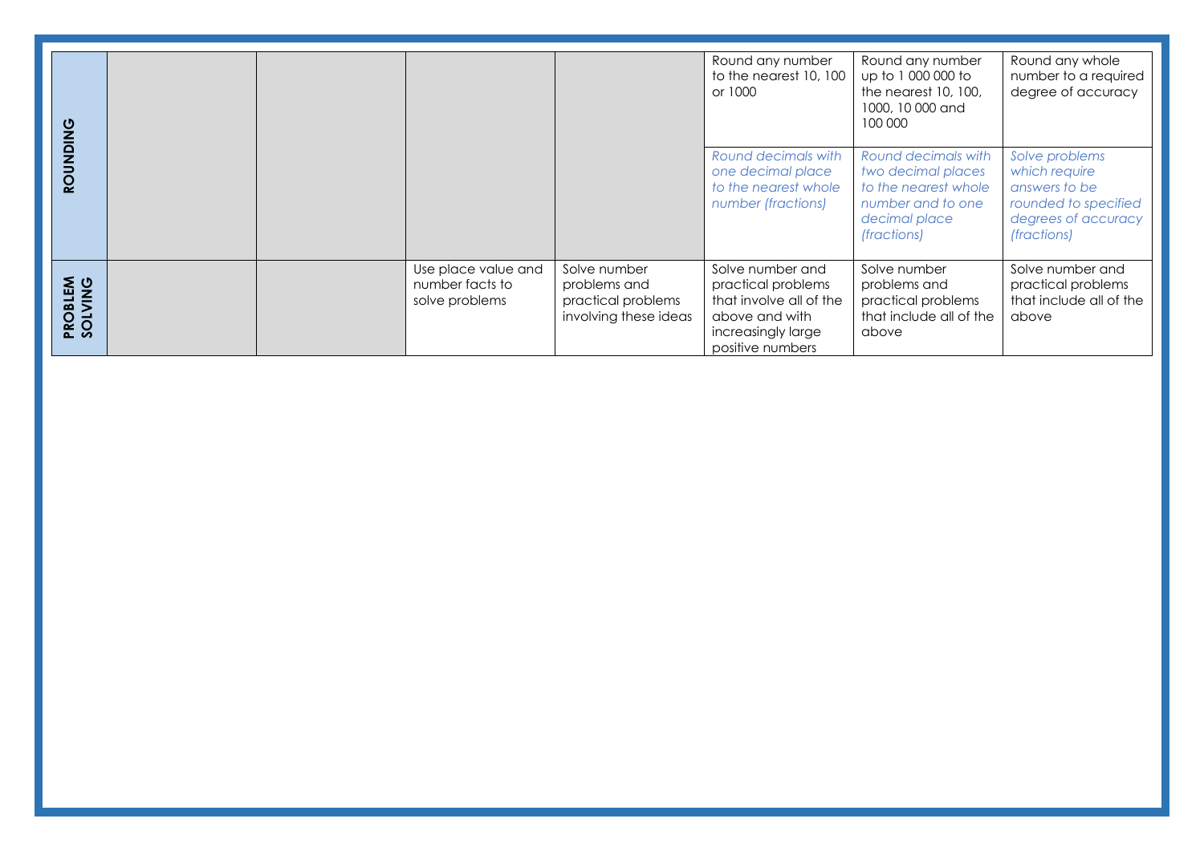| | | | | | | | |
|---|---|---|---|---|---|---|---|
| **ROUNDING** | | | | | Round any number to the nearest 10, 100 or 1000 | Round any number up to 1 000 000 to the nearest 10, 100, 1000, 10 000 and 100 000 | Round any whole number to a required degree of accuracy |
| | | | | | *Round decimals with one decimal place to the nearest whole number (fractions)* | *Round decimals with two decimal places to the nearest whole number and to one decimal place (fractions)* | *Solve problems which require answers to be rounded to specified degrees of accuracy (fractions)* |
| **PROBLEM SOLVING** | | | Use place value and number facts to solve problems | Solve number problems and practical problems involving these ideas | Solve number and practical problems that involve all of the above and with increasingly large positive numbers | Solve number problems and practical problems that include all of the above | Solve number and practical problems that include all of the above |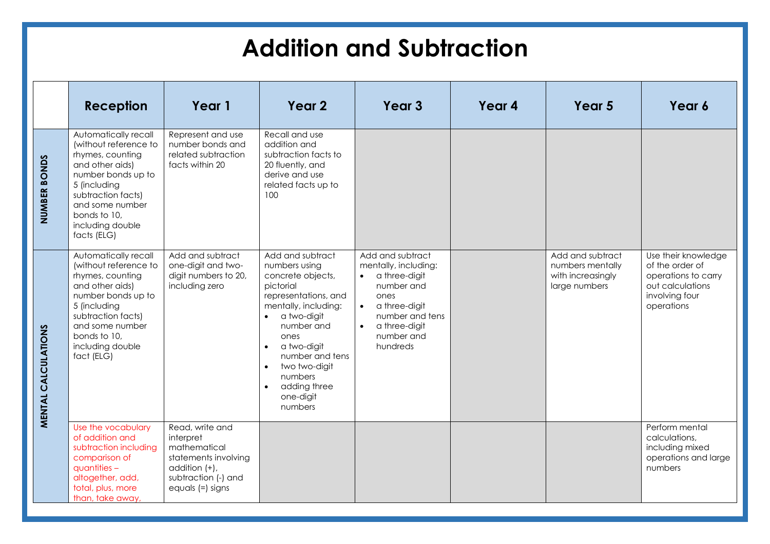# Addition and Subtraction

| | Reception | Year 1 | Year 2 | Year 3 | Year 4 | Year 5 | Year 6 |
|---|---|---|---|---|---|---|---|
| **NUMBER BONDS** | Automatically recall (without reference to rhymes, counting and other aids) number bonds up to 5 (including subtraction facts) and some number bonds to 10, including double facts (ELG) | Represent and use number bonds and related subtraction facts within 20 | Recall and use addition and subtraction facts to 20 fluently, and derive and use related facts up to 100 | | | | |
| **MENTAL CALCULATIONS** | Automatically recall (without reference to rhymes, counting and other aids) number bonds up to 5 (including subtraction facts) and some number bonds to 10, including double fact (ELG) | Add and subtract one-digit and two-digit numbers to 20, including zero | Add and subtract numbers using concrete objects, pictorial representations, and mentally, including: <br>• a two-digit number and ones <br>• a two-digit number and tens <br>• two two-digit numbers <br>• adding three one-digit numbers | Add and subtract mentally, including: <br>• a three-digit number and ones <br>• a three-digit number and tens <br>• a three-digit number and hundreds | | Add and subtract numbers mentally with increasingly large numbers | Use their knowledge of the order of operations to carry out calculations involving four operations |
| | Use the vocabulary of addition and subtraction including comparison of quantities – altogether, add, total, plus, more than, take away, | Read, write and interpret mathematical statements involving addition (+), subtraction (-) and equals (=) signs | | | | | Perform mental calculations, including mixed operations and large numbers |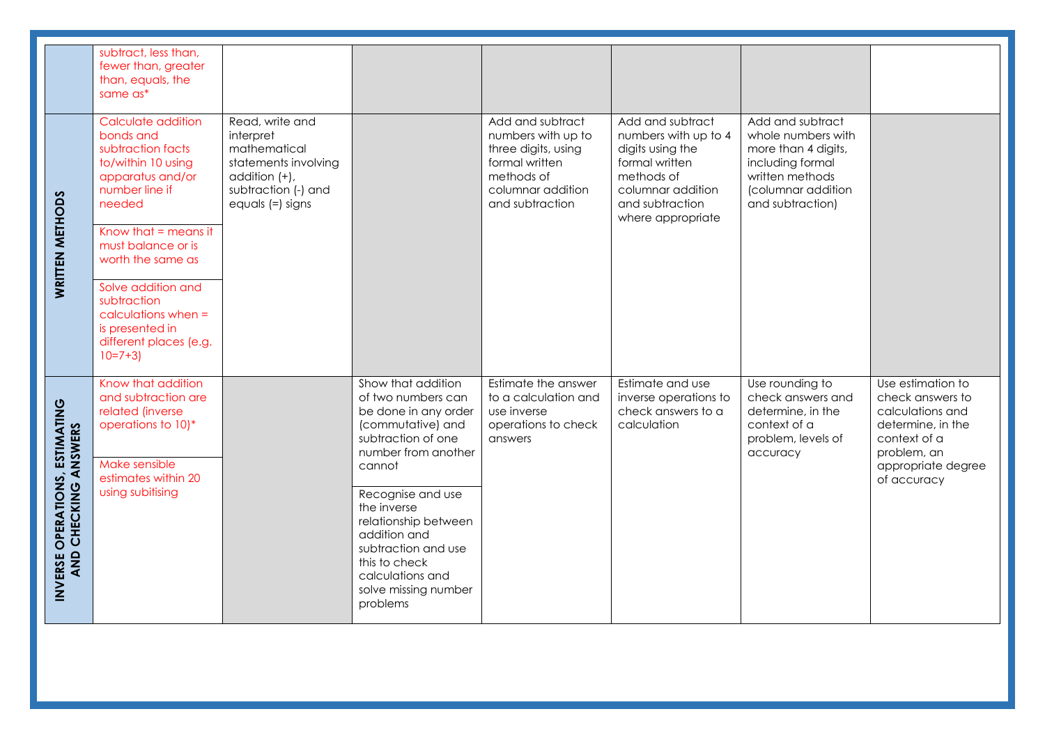| | | | | | | | |
|---|---|---|---|---|---|---|---|
| | subtract, less than, fewer than, greater than, equals, the same as* | | | | | | |
| **WRITTEN METHODS** | Calculate addition bonds and subtraction facts to/within 10 using apparatus and/or number line if needed<br><br>Know that = means it must balance or is worth the same as<br><br>Solve addition and subtraction calculations when = is presented in different places (e.g. 10=7+3) | Read, write and interpret mathematical statements involving addition (+), subtraction (-) and equals (=) signs | | Add and subtract numbers with up to three digits, using formal written methods of columnar addition and subtraction | Add and subtract numbers with up to 4 digits using the formal written methods of columnar addition and subtraction where appropriate | Add and subtract whole numbers with more than 4 digits, including formal written methods (columnar addition and subtraction) | |
| **INVERSE OPERATIONS, ESTIMATING AND CHECKING ANSWERS** | Know that addition and subtraction are related (inverse operations to 10)*<br><br>Make sensible estimates within 20 using subitising | | Show that addition of two numbers can be done in any order (commutative) and subtraction of one number from another cannot<br><br>Recognise and use the inverse relationship between addition and subtraction and use this to check calculations and solve missing number problems | Estimate the answer to a calculation and use inverse operations to check answers | Estimate and use inverse operations to check answers to a calculation | Use rounding to check answers and determine, in the context of a problem, levels of accuracy | Use estimation to check answers to calculations and determine, in the context of a problem, an appropriate degree of accuracy |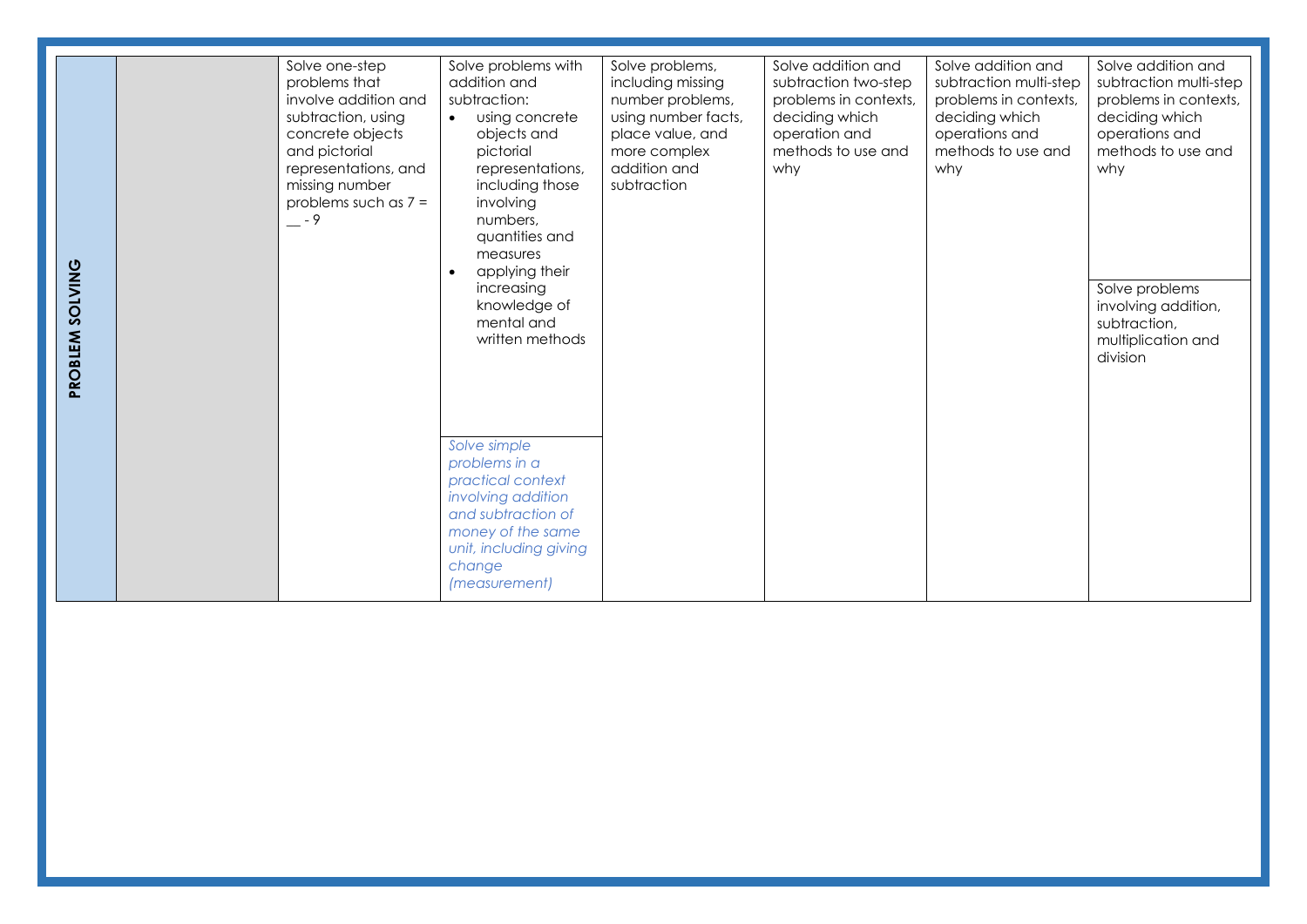| PROBLEM SOLVING | | Solve one-step problems that involve addition and subtraction, using concrete objects and pictorial representations, and missing number problems such as 7 = __ - 9 | Solve problems with addition and subtraction:<br>• using concrete objects and pictorial representations, including those involving numbers, quantities and measures<br>• applying their increasing knowledge of mental and written methods | Solve problems, including missing number problems, using number facts, place value, and more complex addition and subtraction | Solve addition and subtraction two-step problems in contexts, deciding which operation and methods to use and why | Solve addition and subtraction multi-step problems in contexts, deciding which operations and methods to use and why | Solve addition and subtraction multi-step problems in contexts, deciding which operations and methods to use and why |
|---|---|---|---|---|---|---|---|
| | | | *Solve simple problems in a practical context involving addition and subtraction of money of the same unit, including giving change (measurement)* | | | | Solve problems involving addition, subtraction, multiplication and division |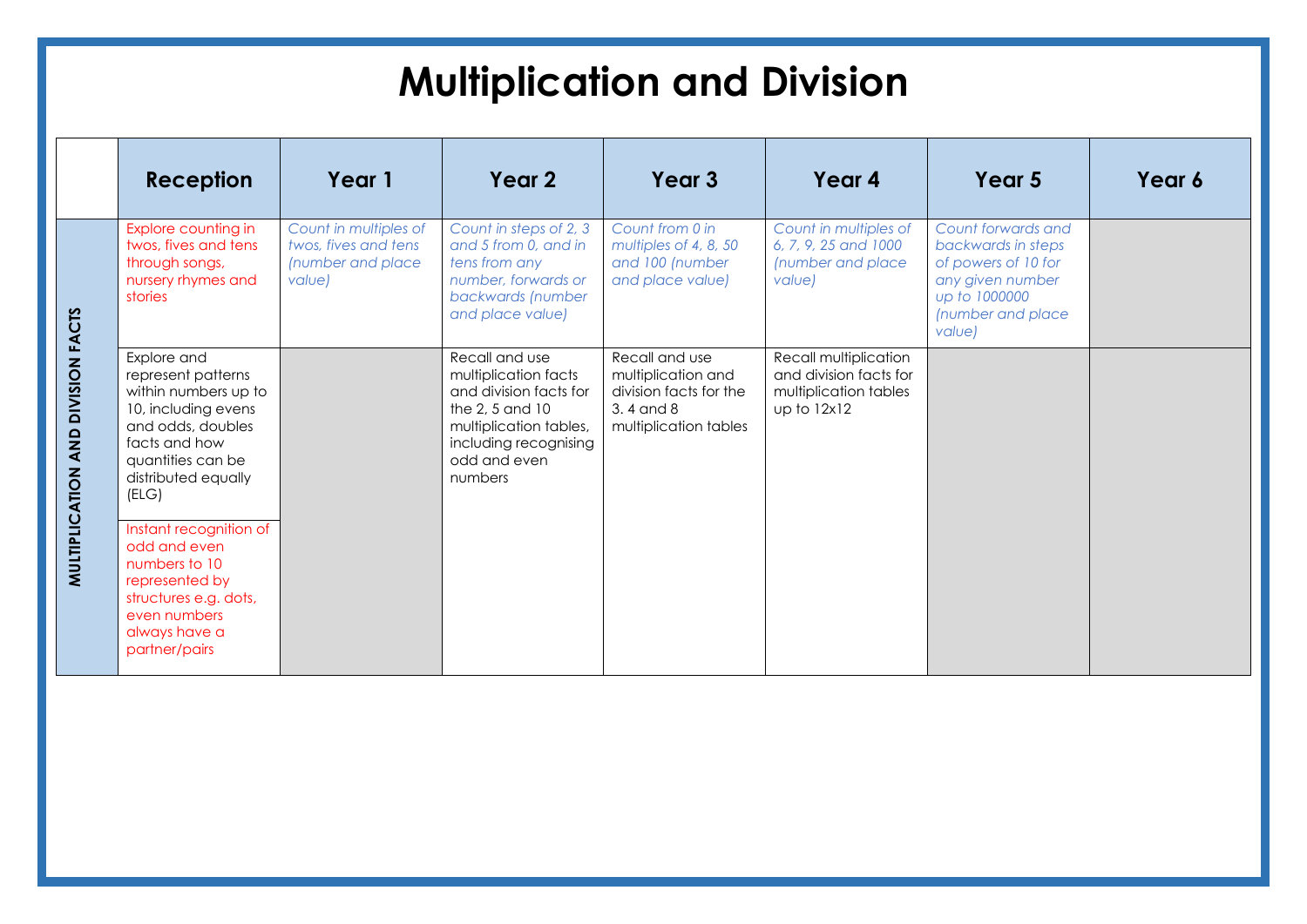# Multiplication and Division

| | Reception | Year 1 | Year 2 | Year 3 | Year 4 | Year 5 | Year 6 |
|---|---|---|---|---|---|---|---|
| **MULTIPLICATION AND DIVISION FACTS** | Explore counting in twos, fives and tens through songs, nursery rhymes and stories | *Count in multiples of twos, fives and tens (number and place value)* | *Count in steps of 2, 3 and 5 from 0, and in tens from any number, forwards or backwards (number and place value)* | *Count from 0 in multiples of 4, 8, 50 and 100 (number and place value)* | *Count in multiples of 6, 7, 9, 25 and 1000 (number and place value)* | *Count forwards and backwards in steps of powers of 10 for any given number up to 1000000 (number and place value)* | |
| | Explore and represent patterns within numbers up to 10, including evens and odds, doubles facts and how quantities can be distributed equally (ELG) | | Recall and use multiplication facts and division facts for the 2, 5 and 10 multiplication tables, including recognising odd and even numbers | Recall and use multiplication and division facts for the 3. 4 and 8 multiplication tables | Recall multiplication and division facts for multiplication tables up to 12x12 | | |
| | Instant recognition of odd and even numbers to 10 represented by structures e.g. dots, even numbers always have a partner/pairs | | | | | | |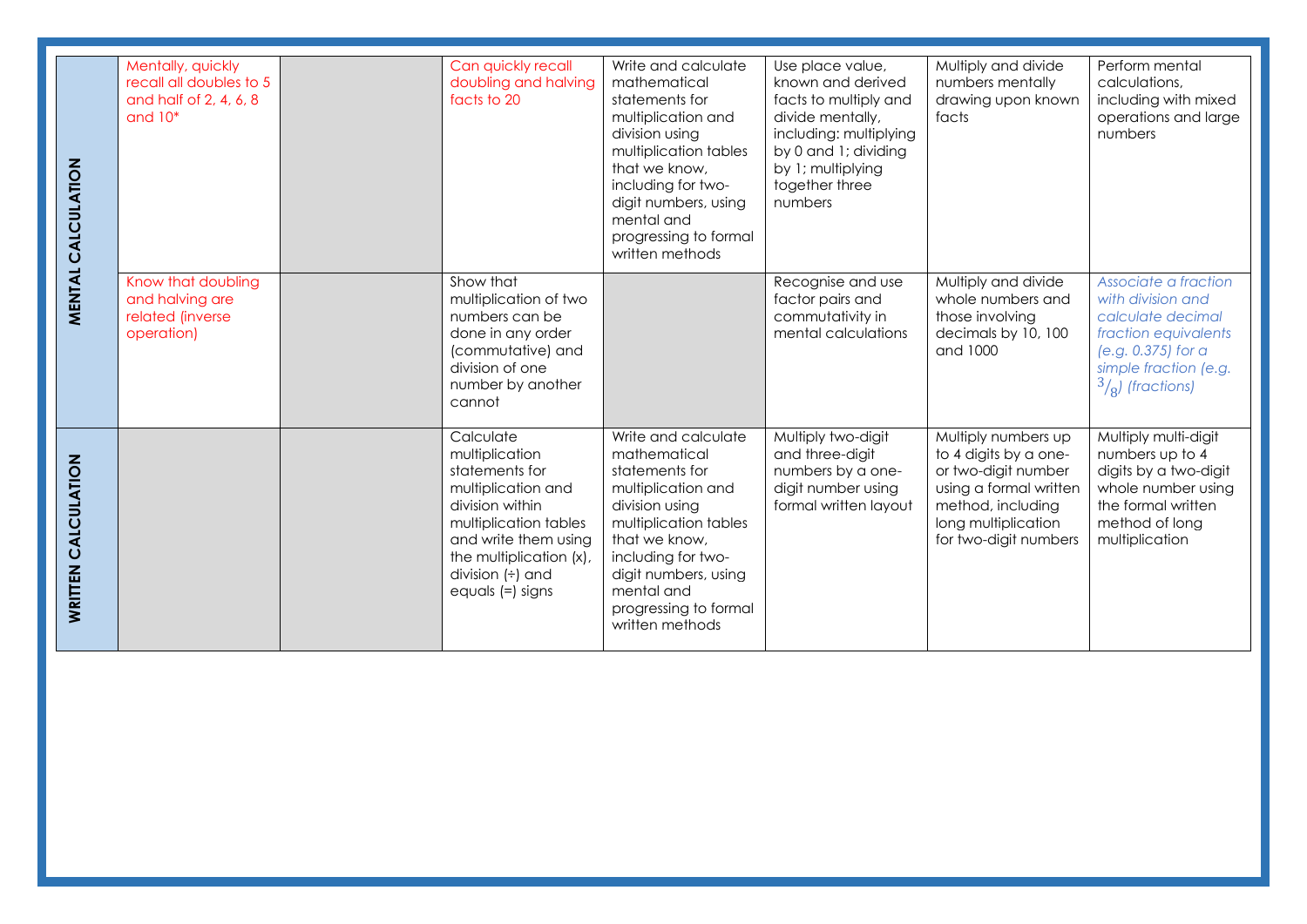| | | | | | | | |
|---|---|---|---|---|---|---|---|
| **MENTAL CALCULATION** | Mentally, quickly recall all doubles to 5 and half of 2, 4, 6, 8 and 10* | | Can quickly recall doubling and halving facts to 20 | Write and calculate mathematical statements for multiplication and division using multiplication tables that we know, including for two-digit numbers, using mental and progressing to formal written methods | Use place value, known and derived facts to multiply and divide mentally, including: multiplying by 0 and 1; dividing by 1; multiplying together three numbers | Multiply and divide numbers mentally drawing upon known facts | Perform mental calculations, including with mixed operations and large numbers |
| | Know that doubling and halving are related (inverse operation) | | Show that multiplication of two numbers can be done in any order (commutative) and division of one number by another cannot | | Recognise and use factor pairs and commutativity in mental calculations | Multiply and divide whole numbers and those involving decimals by 10, 100 and 1000 | *Associate a fraction with division and calculate decimal fraction equivalents (e.g. 0.375) for a simple fraction (e.g. $^3/_8$) (fractions)* |
| **WRITTEN CALCULATION** | | | Calculate multiplication statements for multiplication and division within multiplication tables and write them using the multiplication (x), division (÷) and equals (=) signs | Write and calculate mathematical statements for multiplication and division using multiplication tables that we know, including for two-digit numbers, using mental and progressing to formal written methods | Multiply two-digit and three-digit numbers by a one-digit number using formal written layout | Multiply numbers up to 4 digits by a one- or two-digit number using a formal written method, including long multiplication for two-digit numbers | Multiply multi-digit numbers up to 4 digits by a two-digit whole number using the formal written method of long multiplication |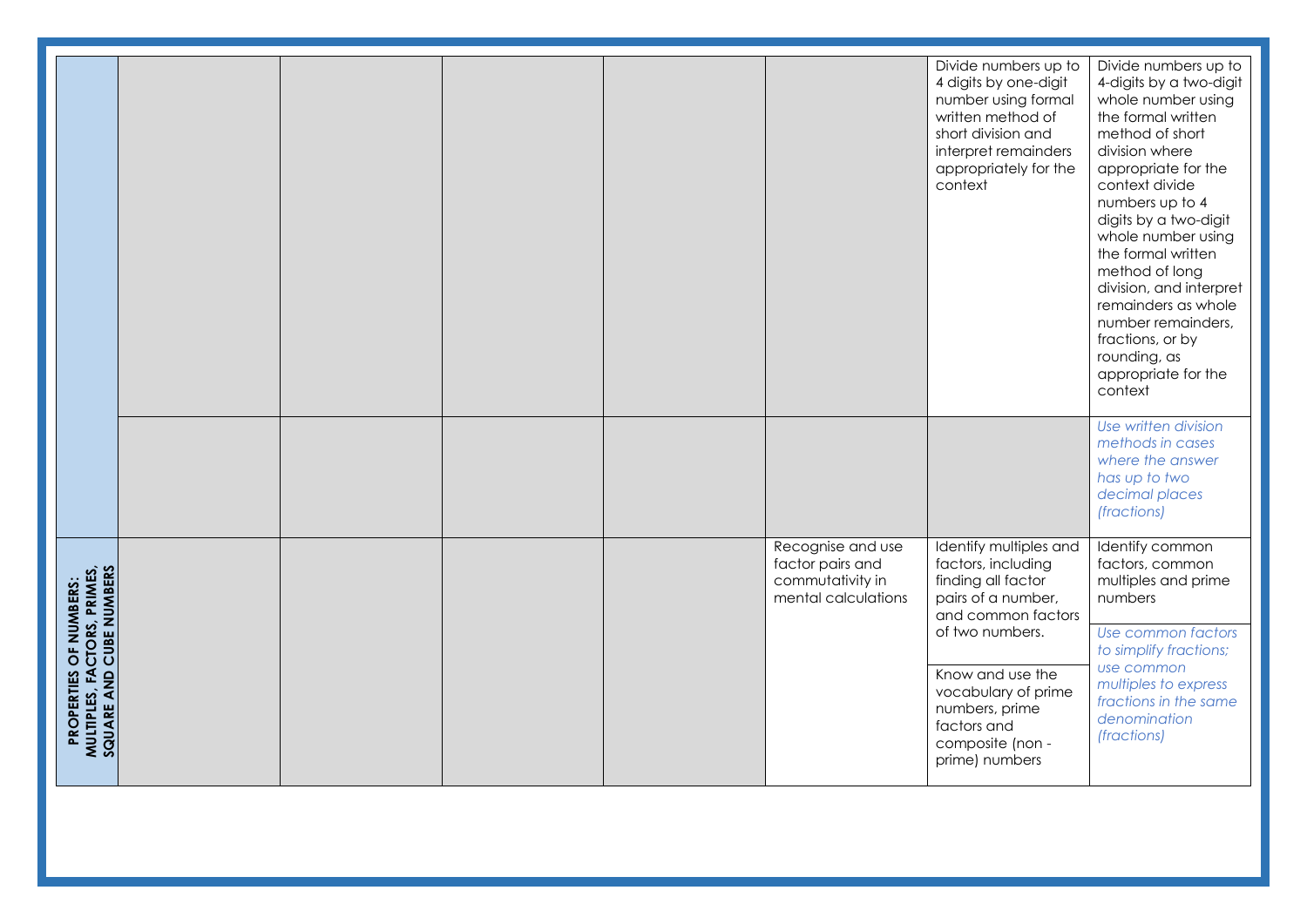| | | | | | | | |
|---|---|---|---|---|---|---|---|
| | | | | | | Divide numbers up to 4 digits by one-digit number using formal written method of short division and interpret remainders appropriately for the context | Divide numbers up to 4-digits by a two-digit whole number using the formal written method of short division where appropriate for the context divide numbers up to 4 digits by a two-digit whole number using the formal written method of long division, and interpret remainders as whole number remainders, fractions, or by rounding, as appropriate for the context |
| | | | | | | | *Use written division methods in cases where the answer has up to two decimal places (fractions)* |
| **PROPERTIES OF NUMBERS: MULTIPLES, FACTORS, PRIMES, SQUARE AND CUBE NUMBERS** | | | | | Recognise and use factor pairs and commutativity in mental calculations | Identify multiples and factors, including finding all factor pairs of a number, and common factors of two numbers. | Identify common factors, common multiples and prime numbers |
| | | | | | | Know and use the vocabulary of prime numbers, prime factors and composite (non - prime) numbers | *Use common factors to simplify fractions; use common multiples to express fractions in the same denomination (fractions)* |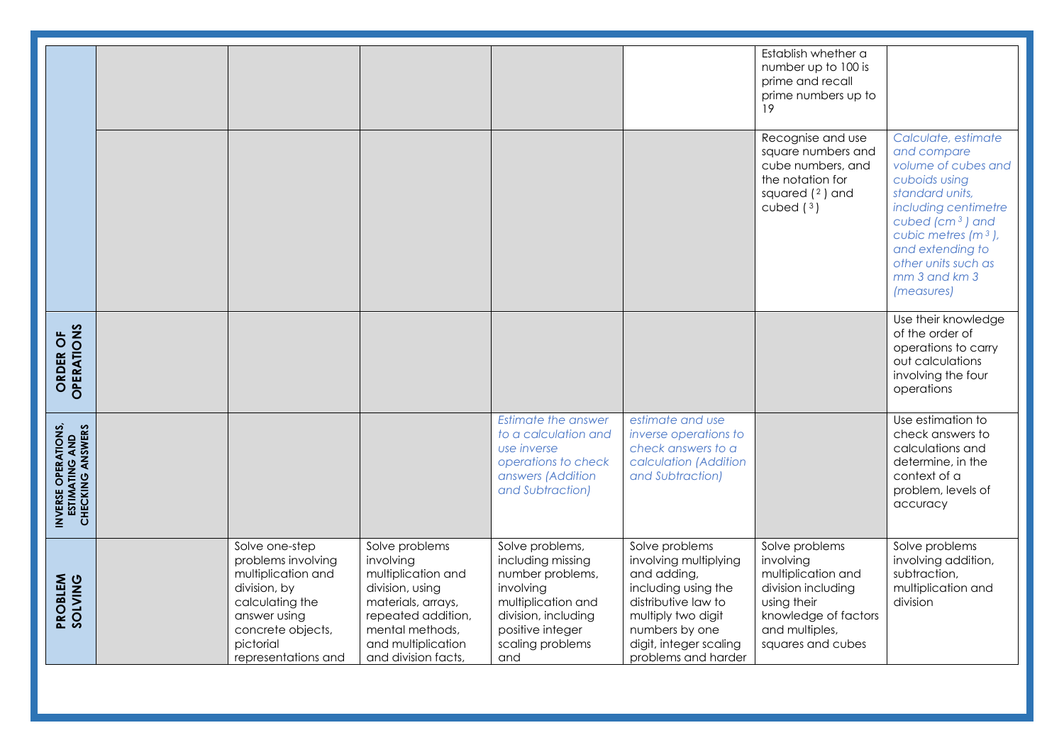| | | | | | | | |
|---|---|---|---|---|---|---|---|
| | | | | | | Establish whether a number up to 100 is prime and recall prime numbers up to 19 | |
| | | | | | | Recognise and use square numbers and cube numbers, and the notation for squared ($^2$) and cubed ($^3$) | *Calculate, estimate and compare volume of cubes and cuboids using standard units, including centimetre cubed ($cm^3$) and cubic metres ($m^3$), and extending to other units such as mm 3 and km 3 (measures)* |
| **ORDER OF OPERATIONS** | | | | | | | Use their knowledge of the order of operations to carry out calculations involving the four operations |
| **INVERSE OPERATIONS, ESTIMATING AND CHECKING ANSWERS** | | | | *Estimate the answer to a calculation and use inverse operations to check answers (Addition and Subtraction)* | *estimate and use inverse operations to check answers to a calculation (Addition and Subtraction)* | | Use estimation to check answers to calculations and determine, in the context of a problem, levels of accuracy |
| **PROBLEM SOLVING** | | Solve one-step problems involving multiplication and division, by calculating the answer using concrete objects, pictorial representations and | Solve problems involving multiplication and division, using materials, arrays, repeated addition, mental methods, and multiplication and division facts, | Solve problems, including missing number problems, involving multiplication and division, including positive integer scaling problems and | Solve problems involving multiplying and adding, including using the distributive law to multiply two digit numbers by one digit, integer scaling problems and harder | Solve problems involving multiplication and division including using their knowledge of factors and multiples, squares and cubes | Solve problems involving addition, subtraction, multiplication and division |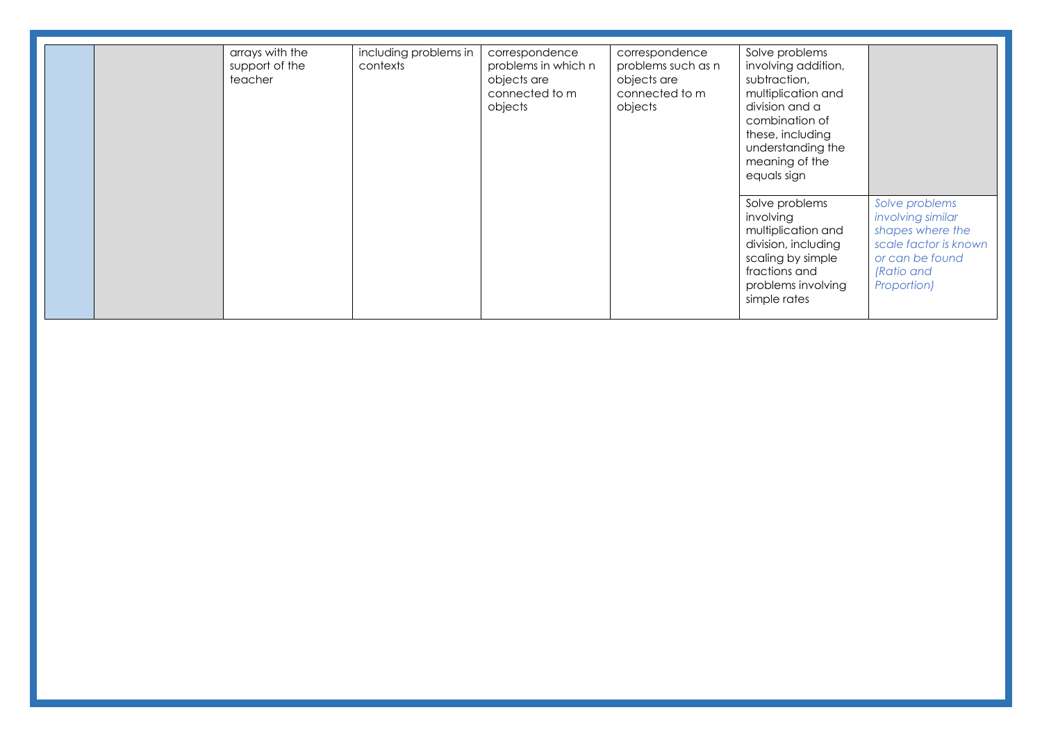| | | | | | | | |
|---|---|---|---|---|---|---|---|
| | | arrays with the support of the teacher | including problems in contexts | correspondence problems in which n objects are connected to m objects | correspondence problems such as n objects are connected to m objects | Solve problems involving addition, subtraction, multiplication and division and a combination of these, including understanding the meaning of the equals sign | |
| | | | | | | Solve problems involving multiplication and division, including scaling by simple fractions and problems involving simple rates | *Solve problems involving similar shapes where the scale factor is known or can be found (Ratio and Proportion)* |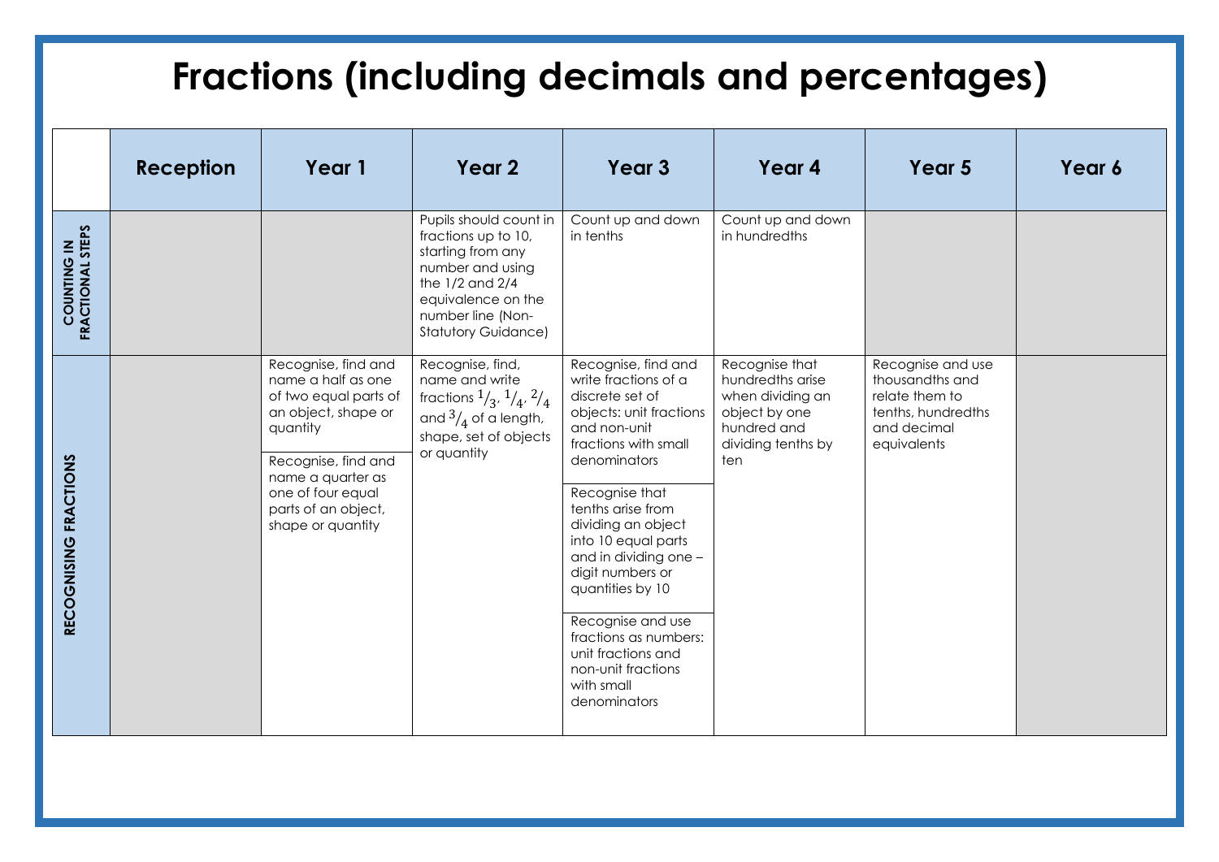# Fractions (including decimals and percentages)

| | Reception | Year 1 | Year 2 | Year 3 | Year 4 | Year 5 | Year 6 |
|---|---|---|---|---|---|---|---|
| COUNTING IN FRACTIONAL STEPS | | | Pupils should count in fractions up to 10, starting from any number and using the 1/2 and 2/4 equivalence on the number line (Non-Statutory Guidance) | Count up and down in tenths | Count up and down in hundredths | | |
| RECOGNISING FRACTIONS | | Recognise, find and name a half as one of two equal parts of an object, shape or quantity<br><br>Recognise, find and name a quarter as one of four equal parts of an object, shape or quantity | Recognise, find, name and write fractions $^1/_3$, $^1/_4$, $^2/_4$ and $^3/_4$ of a length, shape, set of objects or quantity | Recognise, find and write fractions of a discrete set of objects: unit fractions and non-unit fractions with small denominators<br><br>Recognise that tenths arise from dividing an object into 10 equal parts and in dividing one – digit numbers or quantities by 10<br><br>Recognise and use fractions as numbers: unit fractions and non-unit fractions with small denominators | Recognise that hundredths arise when dividing an object by one hundred and dividing tenths by ten | Recognise and use thousandths and relate them to tenths, hundredths and decimal equivalents | |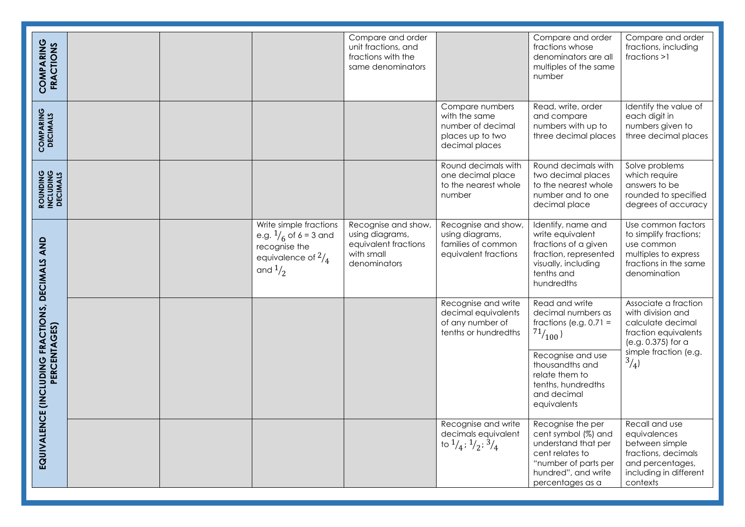| | | | | | | | |
|---|---|---|---|---|---|---|---|
| **COMPARING FRACTIONS** | | | | Compare and order unit fractions, and fractions with the same denominators | | Compare and order fractions whose denominators are all multiples of the same number | Compare and order fractions, including fractions >1 |
| **COMPARING DECIMALS** | | | | | Compare numbers with the same number of decimal places up to two decimal places | Read, write, order and compare numbers with up to three decimal places | Identify the value of each digit in numbers given to three decimal places |
| **ROUNDING INCLUDING DECIMALS** | | | | | Round decimals with one decimal place to the nearest whole number | Round decimals with two decimal places to the nearest whole number and to one decimal place | Solve problems which require answers to be rounded to specified degrees of accuracy |
| **EQUIVALENCE (INCLUDING FRACTIONS, DECIMALS AND PERCENTAGES)** | | | Write simple fractions e.g. $^{1}/_{6}$ of 6 = 3 and recognise the equivalence of $^{2}/_{4}$ and $^{1}/_{2}$ | Recognise and show, using diagrams, equivalent fractions with small denominators | Recognise and show, using diagrams, families of common equivalent fractions | Identify, name and write equivalent fractions of a given fraction, represented visually, including tenths and hundredths | Use common factors to simplify fractions; use common multiples to express fractions in the same denomination |
| | | | | | Recognise and write decimal equivalents of any number of tenths or hundredths | Read and write decimal numbers as fractions (e.g. 0.71 = $^{71}/_{100}$) | Associate a fraction with division and calculate decimal fraction equivalents (e.g. 0.375) for a simple fraction (e.g. $^{3}/_{4}$) |
| | | | | | | Recognise and use thousandths and relate them to tenths, hundredths and decimal equivalents | |
| | | | | | Recognise and write decimals equivalent to $^{1}/_{4}$; $^{1}/_{2}$; $^{3}/_{4}$ | Recognise the per cent symbol (%) and understand that per cent relates to "number of parts per hundred", and write percentages as a | Recall and use equivalences between simple fractions, decimals and percentages, including in different contexts |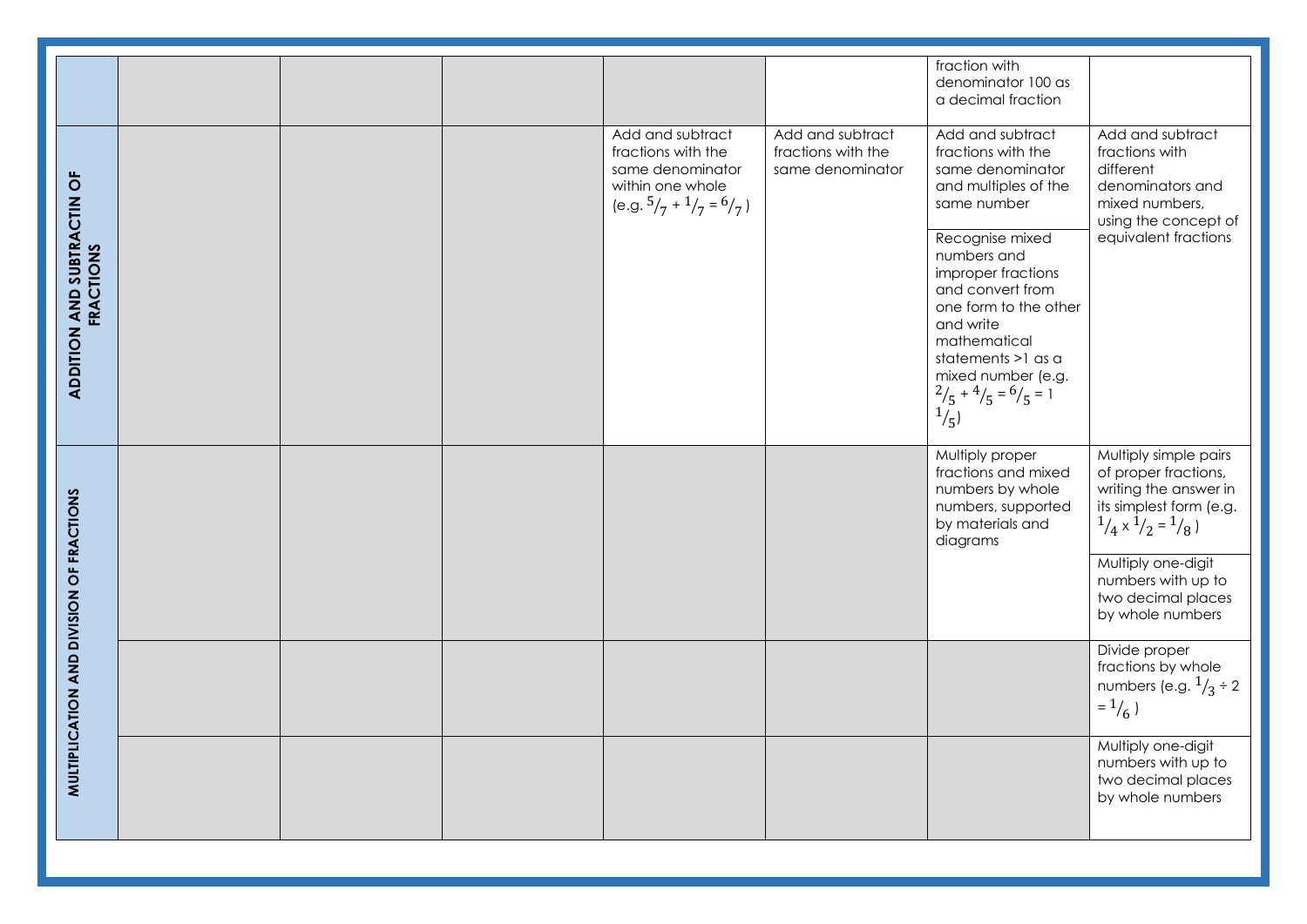|  |  |  |  |  |  | fraction with denominator 100 as a decimal fraction |  |
|---|---|---|---|---|---|---|---|
| **ADDITION AND SUBTRACTIN OF FRACTIONS** |  |  |  | Add and subtract fractions with the same denominator within one whole (e.g. $^5/_7 + ^1/_7 = ^6/_7$) | Add and subtract fractions with the same denominator | Add and subtract fractions with the same denominator and multiples of the same number<br><br>Recognise mixed numbers and improper fractions and convert from one form to the other and write mathematical statements >1 as a mixed number (e.g. $^2/_5 + ^4/_5 = ^6/_5 = 1\ ^1/_5$) | Add and subtract fractions with different denominators and mixed numbers, using the concept of equivalent fractions |
| **MULTIPLICATION AND DIVISION OF FRACTIONS** |  |  |  |  |  | Multiply proper fractions and mixed numbers by whole numbers, supported by materials and diagrams | Multiply simple pairs of proper fractions, writing the answer in its simplest form (e.g. $^1/_4 \times ^1/_2 = ^1/_8$)<br><br>Multiply one-digit numbers with up to two decimal places by whole numbers |
|  |  |  |  |  |  |  | Divide proper fractions by whole numbers (e.g. $^1/_3 \div 2 = ^1/_6$) |
|  |  |  |  |  |  |  | Multiply one-digit numbers with up to two decimal places by whole numbers |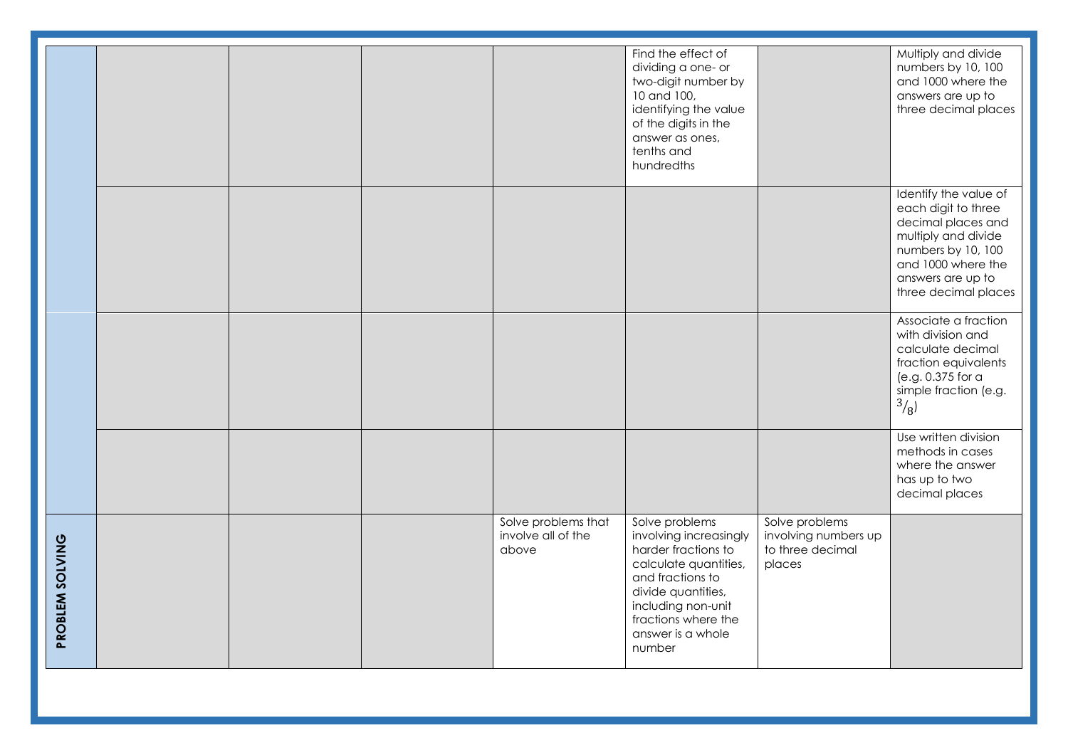| | | | | | | | |
|---|---|---|---|---|---|---|---|
| | | | | | Find the effect of dividing a one- or two-digit number by 10 and 100, identifying the value of the digits in the answer as ones, tenths and hundredths | | Multiply and divide numbers by 10, 100 and 1000 where the answers are up to three decimal places |
| | | | | | | | Identify the value of each digit to three decimal places and multiply and divide numbers by 10, 100 and 1000 where the answers are up to three decimal places |
| | | | | | | | Associate a fraction with division and calculate decimal fraction equivalents (e.g. 0.375 for a simple fraction (e.g. $^{3}/_{8}$) |
| | | | | | | | Use written division methods in cases where the answer has up to two decimal places |
| **PROBLEM SOLVING** | | | | Solve problems that involve all of the above | Solve problems involving increasingly harder fractions to calculate quantities, and fractions to divide quantities, including non-unit fractions where the answer is a whole number | Solve problems involving numbers up to three decimal places | |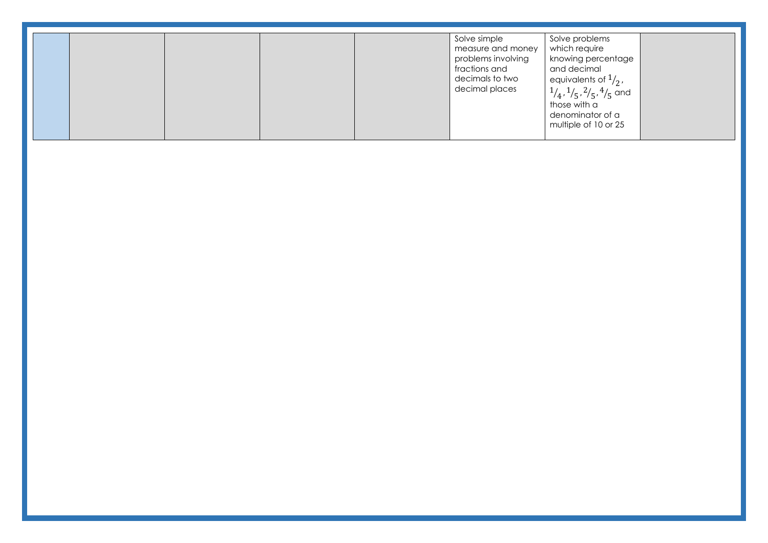| | | | | | | | |
|---|---|---|---|---|---|---|---|
| | | | | | Solve simple measure and money problems involving fractions and decimals to two decimal places | Solve problems which require knowing percentage and decimal equivalents of $1/2$, $1/4$, $1/5$, $2/5$, $4/5$ and those with a denominator of a multiple of 10 or 25 | |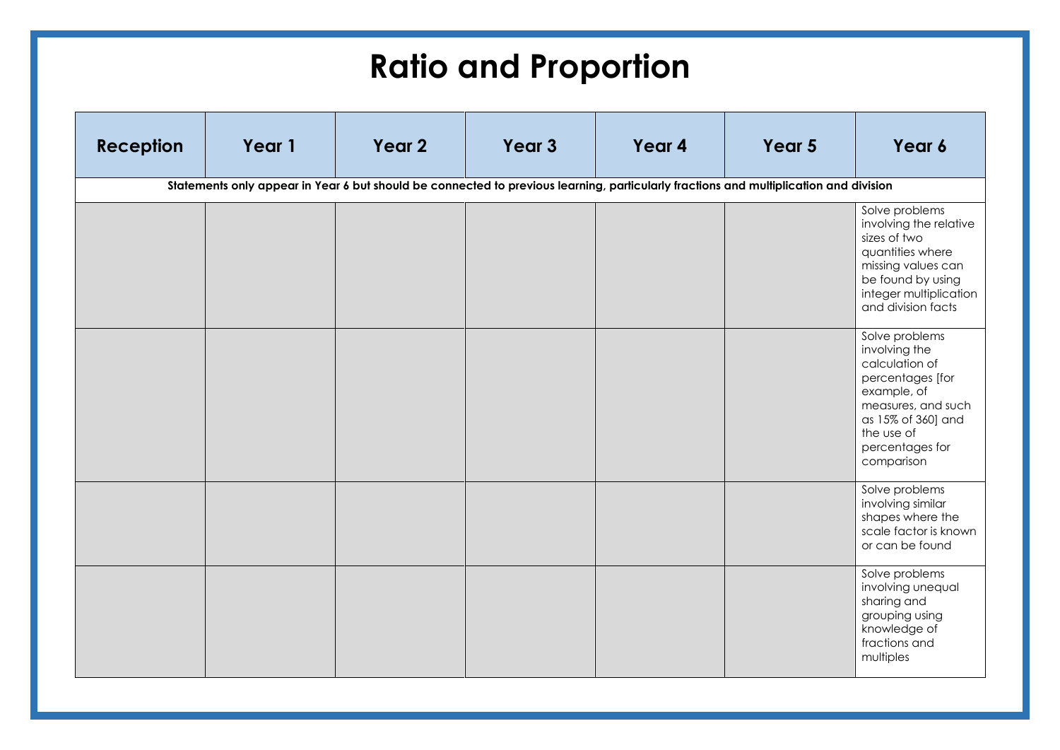# Ratio and Proportion

| Reception | Year 1 | Year 2 | Year 3 | Year 4 | Year 5 | Year 6 |
|---|---|---|---|---|---|---|
| **Statements only appear in Year 6 but should be connected to previous learning, particularly fractions and multiplication and division** | | | | | | |
| | | | | | | Solve problems involving the relative sizes of two quantities where missing values can be found by using integer multiplication and division facts |
| | | | | | | Solve problems involving the calculation of percentages [for example, of measures, and such as 15% of 360] and the use of percentages for comparison |
| | | | | | | Solve problems involving similar shapes where the scale factor is known or can be found |
| | | | | | | Solve problems involving unequal sharing and grouping using knowledge of fractions and multiples |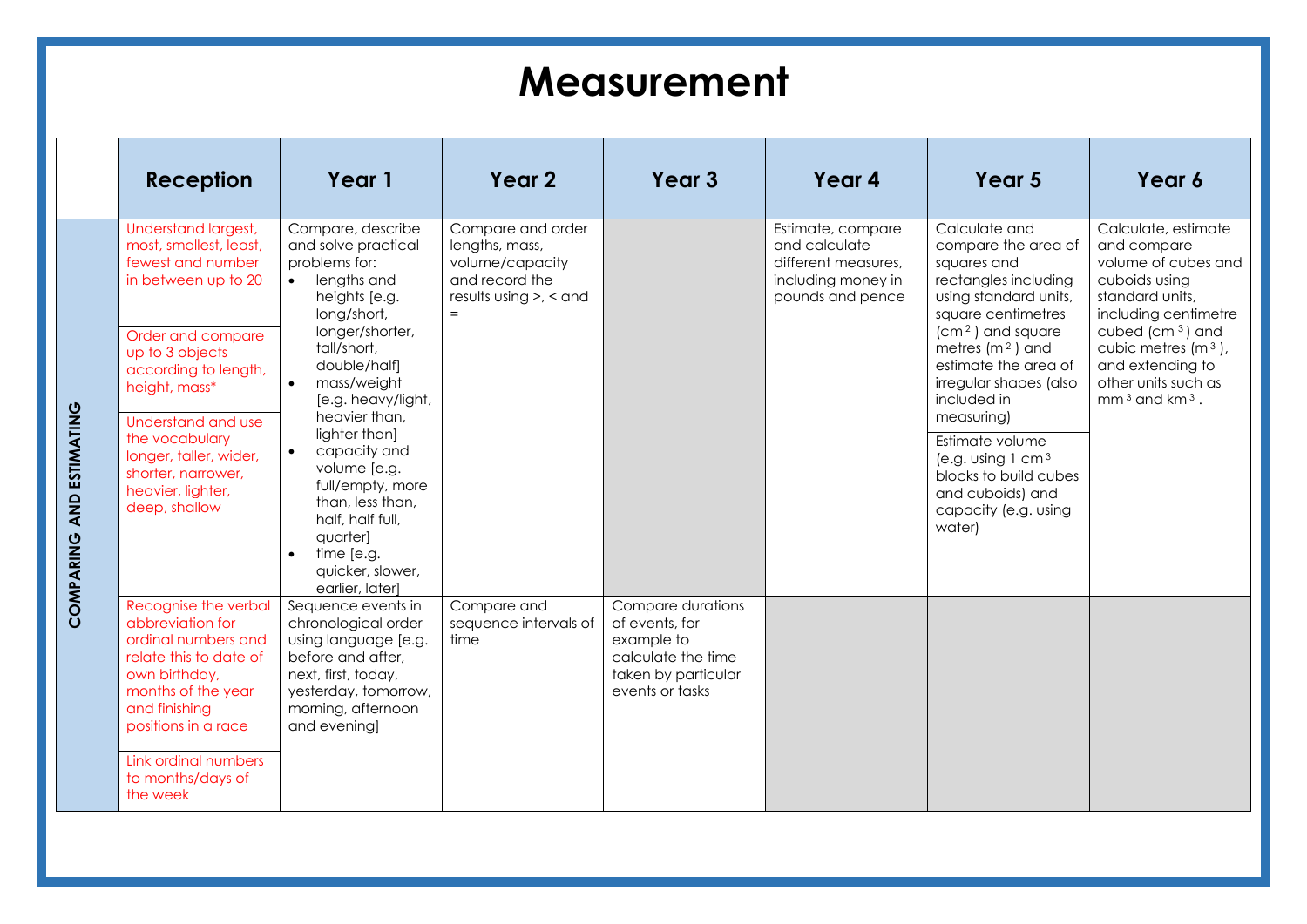# Measurement

| | Reception | Year 1 | Year 2 | Year 3 | Year 4 | Year 5 | Year 6 |
|---|---|---|---|---|---|---|---|
| **COMPARING AND ESTIMATING** | Understand largest, most, smallest, least, fewest and number in between up to 20<br><br>Order and compare up to 3 objects according to length, height, mass*<br><br>Understand and use the vocabulary longer, taller, wider, shorter, narrower, heavier, lighter, deep, shallow | Compare, describe and solve practical problems for:<br>• lengths and heights [e.g. long/short, longer/shorter, tall/short, double/half]<br>• mass/weight [e.g. heavy/light, heavier than, lighter than]<br>• capacity and volume [e.g. full/empty, more than, less than, half, half full, quarter]<br>• time [e.g. quicker, slower, earlier, later] | Compare and order lengths, mass, volume/capacity and record the results using >, < and = | | Estimate, compare and calculate different measures, including money in pounds and pence | Calculate and compare the area of squares and rectangles including using standard units, square centimetres ($cm^2$) and square metres ($m^2$) and estimate the area of irregular shapes (also included in measuring)<br><br>Estimate volume (e.g. using 1 $cm^3$ blocks to build cubes and cuboids) and capacity (e.g. using water) | Calculate, estimate and compare volume of cubes and cuboids using standard units, including centimetre cubed ($cm^3$) and cubic metres ($m^3$), and extending to other units such as $mm^3$ and $km^3$. |
| | Recognise the verbal abbreviation for ordinal numbers and relate this to date of own birthday, months of the year and finishing positions in a race<br><br>Link ordinal numbers to months/days of the week | Sequence events in chronological order using language [e.g. before and after, next, first, today, yesterday, tomorrow, morning, afternoon and evening] | Compare and sequence intervals of time | Compare durations of events, for example to calculate the time taken by particular events or tasks | | | |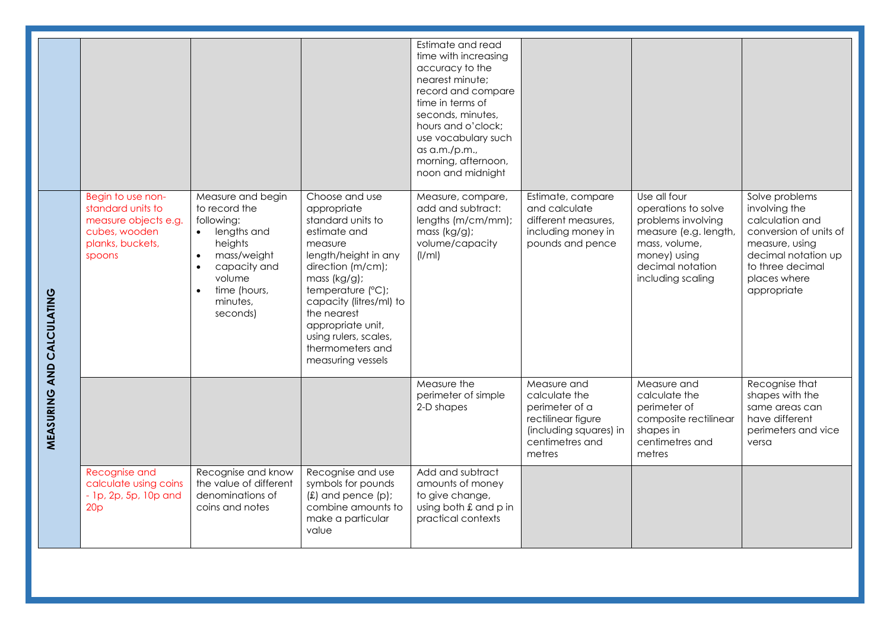| | | | | | | | |
|---|---|---|---|---|---|---|---|
| | | | | Estimate and read time with increasing accuracy to the nearest minute; record and compare time in terms of seconds, minutes, hours and o'clock; use vocabulary such as a.m./p.m., morning, afternoon, noon and midnight | | | |
| **MEASURING AND CALCULATING** | Begin to use non-standard units to measure objects e.g. cubes, wooden planks, buckets, spoons | Measure and begin to record the following: <br>• lengths and heights <br>• mass/weight <br>• capacity and volume <br>• time (hours, minutes, seconds) | Choose and use appropriate standard units to estimate and measure length/height in any direction (m/cm); mass (kg/g); temperature (°C); capacity (litres/ml) to the nearest appropriate unit, using rulers, scales, thermometers and measuring vessels | Measure, compare, add and subtract: lengths (m/cm/mm); mass (kg/g); volume/capacity (l/ml) | Estimate, compare and calculate different measures, including money in pounds and pence | Use all four operations to solve problems involving measure (e.g. length, mass, volume, money) using decimal notation including scaling | Solve problems involving the calculation and conversion of units of measure, using decimal notation up to three decimal places where appropriate |
| | | | | Measure the perimeter of simple 2-D shapes | Measure and calculate the perimeter of a rectilinear figure (including squares) in centimetres and metres | Measure and calculate the perimeter of composite rectilinear shapes in centimetres and metres | Recognise that shapes with the same areas can have different perimeters and vice versa |
| | Recognise and calculate using coins - 1p, 2p, 5p, 10p and 20p | Recognise and know the value of different denominations of coins and notes | Recognise and use symbols for pounds (£) and pence (p); combine amounts to make a particular value | Add and subtract amounts of money to give change, using both £ and p in practical contexts | | | |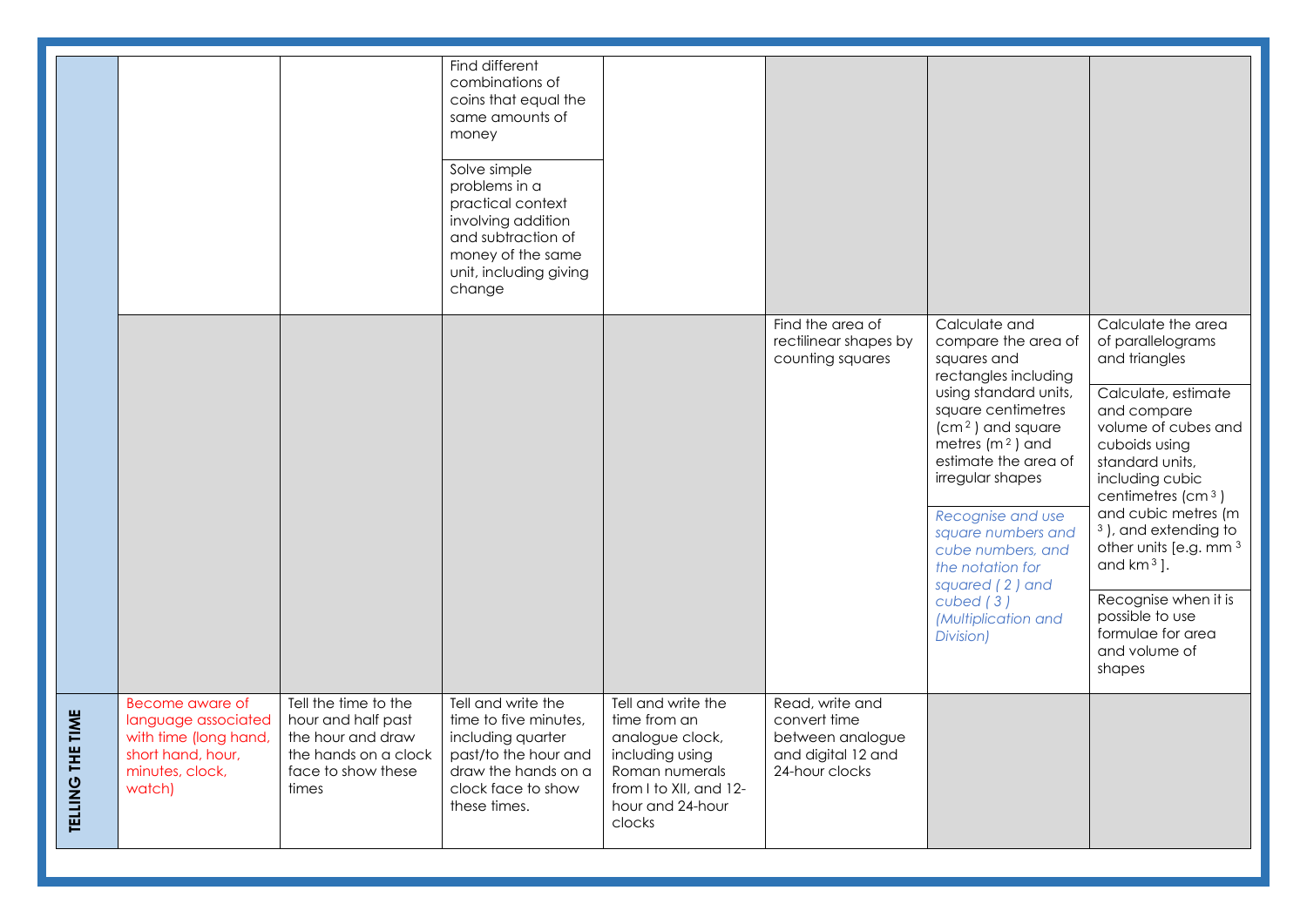| | | | | | | | |
|---|---|---|---|---|---|---|---|
| | | | Find different combinations of coins that equal the same amounts of money<br><br>Solve simple problems in a practical context involving addition and subtraction of money of the same unit, including giving change | | | | |
| | | | | | Find the area of rectilinear shapes by counting squares | Calculate and compare the area of squares and rectangles including using standard units, square centimetres ($cm^2$) and square metres ($m^2$) and estimate the area of irregular shapes<br><br>*Recognise and use square numbers and cube numbers, and the notation for squared ( 2 ) and cubed ( 3 ) (Multiplication and Division)* | Calculate the area of parallelograms and triangles<br><br>Calculate, estimate and compare volume of cubes and cuboids using standard units, including cubic centimetres ($cm^3$) and cubic metres ($m^3$), and extending to other units [e.g. $mm^3$ and $km^3$ ].<br><br>Recognise when it is possible to use formulae for area and volume of shapes |
| **TELLING THE TIME** | Become aware of language associated with time (long hand, short hand, hour, minutes, clock, watch) | Tell the time to the hour and half past the hour and draw the hands on a clock face to show these times | Tell and write the time to five minutes, including quarter past/to the hour and draw the hands on a clock face to show these times. | Tell and write the time from an analogue clock, including using Roman numerals from I to XII, and 12-hour and 24-hour clocks | Read, write and convert time between analogue and digital 12 and 24-hour clocks | | |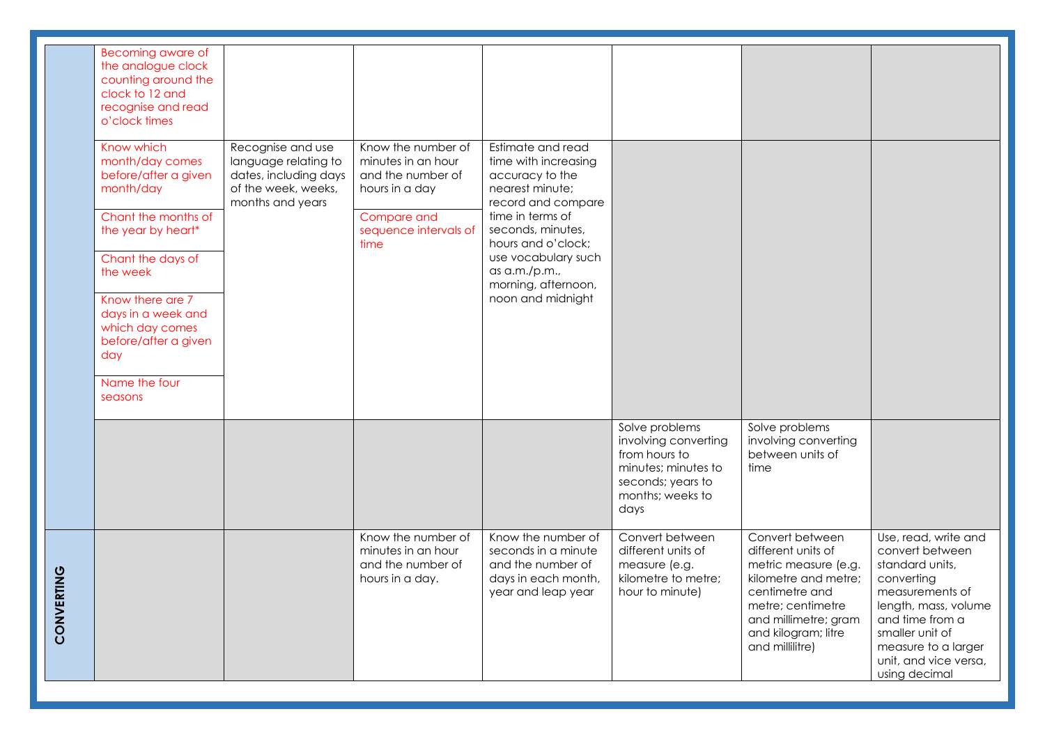| | | | | | | | |
|---|---|---|---|---|---|---|---|
| | Becoming aware of the analogue clock counting around the clock to 12 and recognise and read o'clock times | | | | | | |
| | Know which month/day comes before/after a given month/day<br><br>Chant the months of the year by heart*<br><br>Chant the days of the week<br><br>Know there are 7 days in a week and which day comes before/after a given day<br><br>Name the four seasons | Recognise and use language relating to dates, including days of the week, weeks, months and years | Know the number of minutes in an hour and the number of hours in a day<br><br>Compare and sequence intervals of time | Estimate and read time with increasing accuracy to the nearest minute; record and compare time in terms of seconds, minutes, hours and o'clock; use vocabulary such as a.m./p.m., morning, afternoon, noon and midnight | | | |
| | | | | | Solve problems involving converting from hours to minutes; minutes to seconds; years to months; weeks to days | Solve problems involving converting between units of time | |
| **CONVERTING** | | | Know the number of minutes in an hour and the number of hours in a day. | Know the number of seconds in a minute and the number of days in each month, year and leap year | Convert between different units of measure (e.g. kilometre to metre; hour to minute) | Convert between different units of metric measure (e.g. kilometre and metre; centimetre and metre; centimetre and millimetre; gram and kilogram; litre and millilitre) | Use, read, write and convert between standard units, converting measurements of length, mass, volume and time from a smaller unit of measure to a larger unit, and vice versa, using decimal |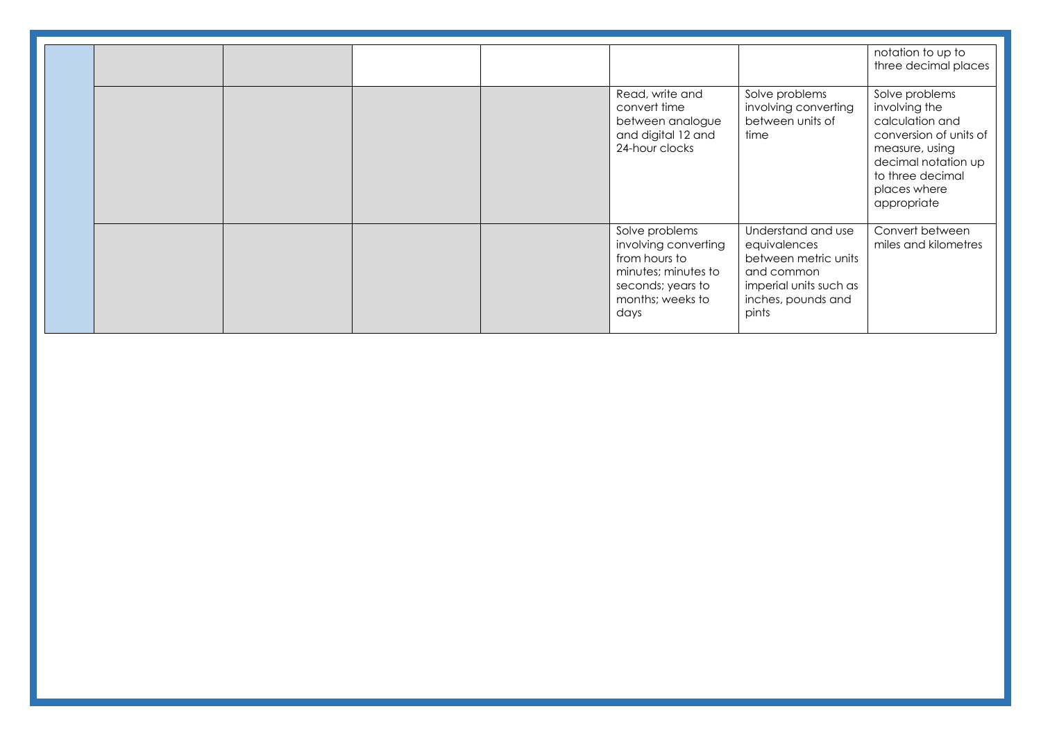| | | | | | | | |
|---|---|---|---|---|---|---|---|
| | | | | | | | notation to up to three decimal places |
| | | | | | Read, write and convert time between analogue and digital 12 and 24-hour clocks | Solve problems involving converting between units of time | Solve problems involving the calculation and conversion of units of measure, using decimal notation up to three decimal places where appropriate |
| | | | | | Solve problems involving converting from hours to minutes; minutes to seconds; years to months; weeks to days | Understand and use equivalences between metric units and common imperial units such as inches, pounds and pints | Convert between miles and kilometres |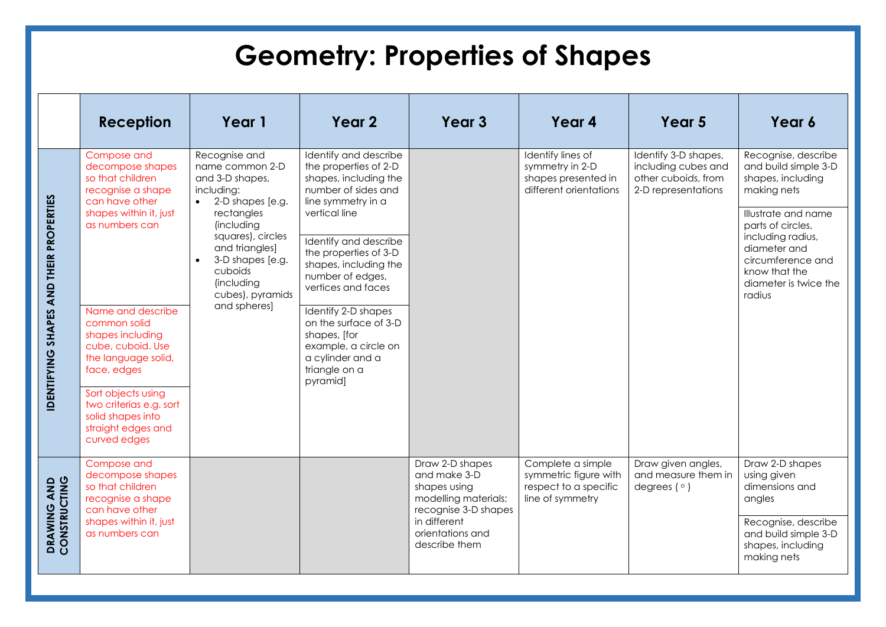# Geometry: Properties of Shapes

| | Reception | Year 1 | Year 2 | Year 3 | Year 4 | Year 5 | Year 6 |
|---|---|---|---|---|---|---|---|
| **IDENTIFYING SHAPES AND THEIR PROPERTIES** | Compose and decompose shapes so that children recognise a shape can have other shapes within it, just as numbers can<br><br>Name and describe common solid shapes including cube, cuboid. Use the language solid, face, edges<br><br>Sort objects using two criterias e.g. sort solid shapes into straight edges and curved edges | Recognise and name common 2-D and 3-D shapes, including:<br>• 2-D shapes [e.g. rectangles (including squares), circles and triangles]<br>• 3-D shapes [e.g. cuboids (including cubes), pyramids and spheres] | Identify and describe the properties of 2-D shapes, including the number of sides and line symmetry in a vertical line<br><br>Identify and describe the properties of 3-D shapes, including the number of edges, vertices and faces<br><br>Identify 2-D shapes on the surface of 3-D shapes, [for example, a circle on a cylinder and a triangle on a pyramid] | | Identify lines of symmetry in 2-D shapes presented in different orientations | Identify 3-D shapes, including cubes and other cuboids, from 2-D representations | Recognise, describe and build simple 3-D shapes, including making nets<br><br>Illustrate and name parts of circles, including radius, diameter and circumference and know that the diameter is twice the radius |
| **DRAWING AND CONSTRUCTING** | Compose and decompose shapes so that children recognise a shape can have other shapes within it, just as numbers can | | | Draw 2-D shapes and make 3-D shapes using modelling materials; recognise 3-D shapes in different orientations and describe them | Complete a simple symmetric figure with respect to a specific line of symmetry | Draw given angles, and measure them in degrees ( ° ) | Draw 2-D shapes using given dimensions and angles<br><br>Recognise, describe and build simple 3-D shapes, including making nets |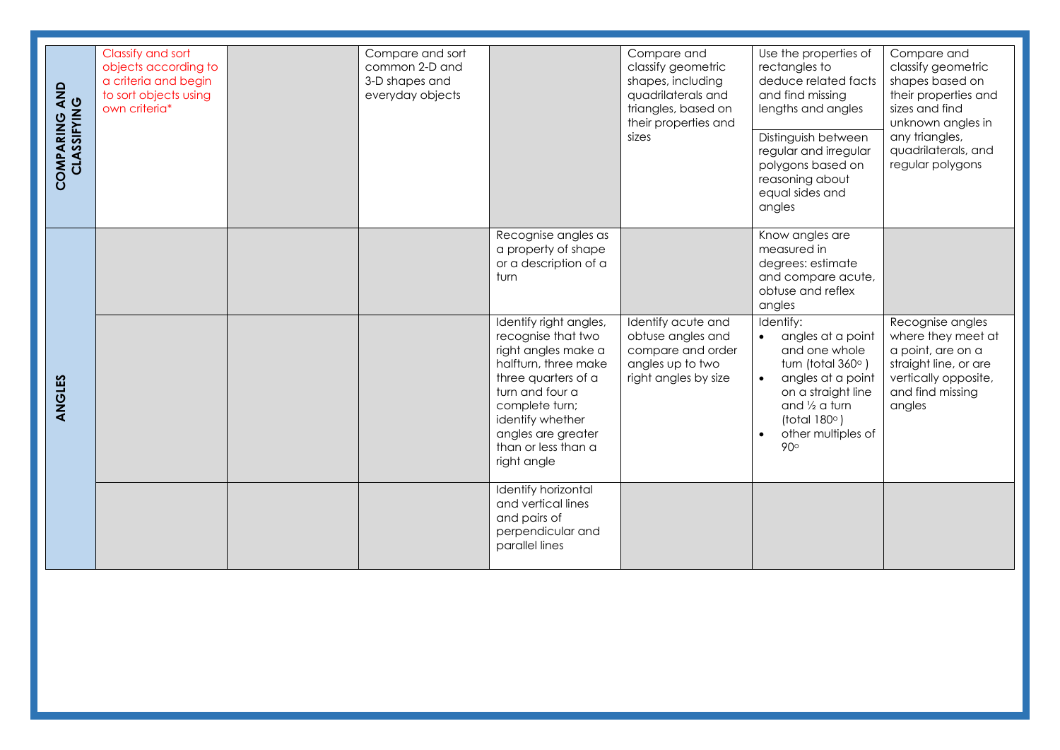| | | | | | | | |
|---|---|---|---|---|---|---|---|
| **COMPARING AND CLASSIFYING** | Classify and sort objects according to a criteria and begin to sort objects using own criteria* | | Compare and sort common 2-D and 3-D shapes and everyday objects | | Compare and classify geometric shapes, including quadrilaterals and triangles, based on their properties and sizes | Use the properties of rectangles to deduce related facts and find missing lengths and angles<br><br>Distinguish between regular and irregular polygons based on reasoning about equal sides and angles | Compare and classify geometric shapes based on their properties and sizes and find unknown angles in any triangles, quadrilaterals, and regular polygons |
| **ANGLES** | | | | Recognise angles as a property of shape or a description of a turn | | Know angles are measured in degrees: estimate and compare acute, obtuse and reflex angles | |
| | | | | Identify right angles, recognise that two right angles make a halfturn, three make three quarters of a turn and four a complete turn; identify whether angles are greater than or less than a right angle | Identify acute and obtuse angles and compare and order angles up to two right angles by size | Identify:<br>• angles at a point and one whole turn (total 360° )<br>• angles at a point on a straight line and ½ a turn (total 180° )<br>• other multiples of 90° | Recognise angles where they meet at a point, are on a straight line, or are vertically opposite, and find missing angles |
| | | | | Identify horizontal and vertical lines and pairs of perpendicular and parallel lines | | | |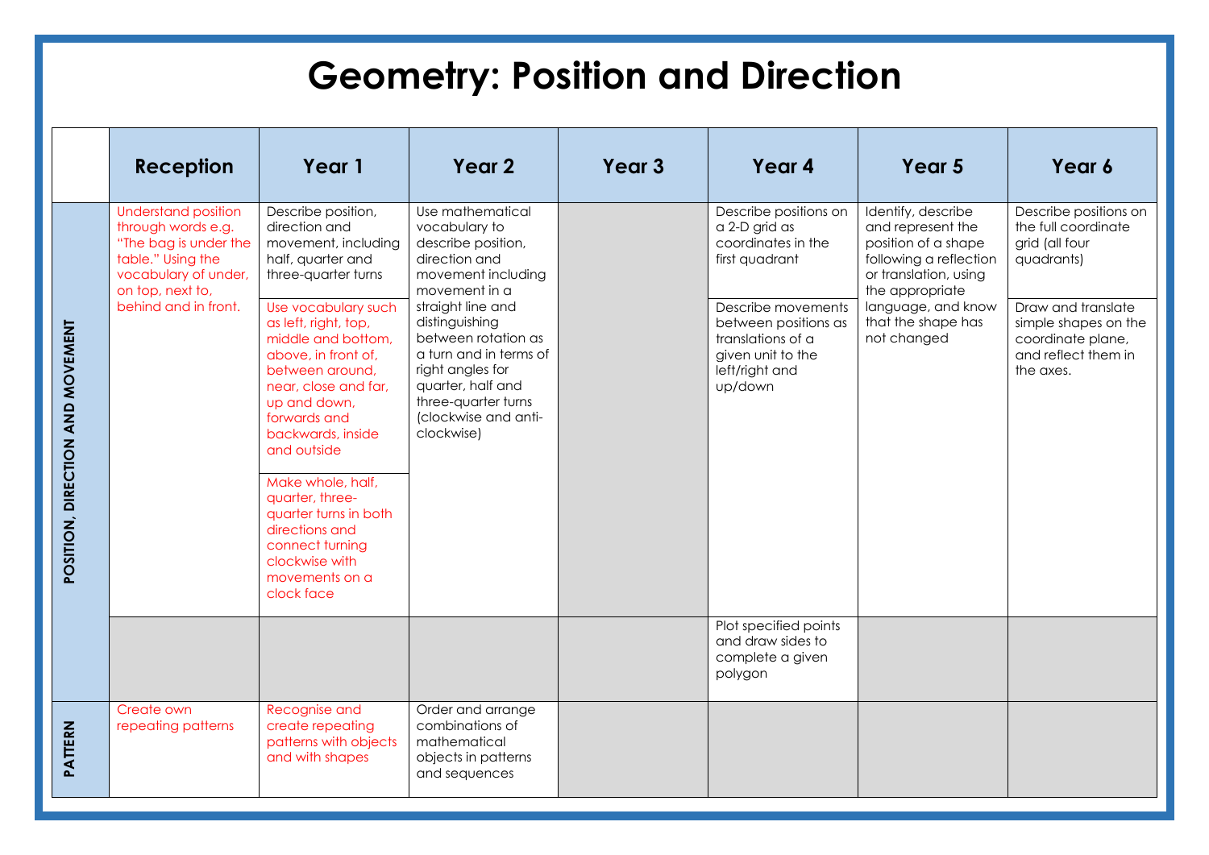# Geometry: Position and Direction

| | Reception | Year 1 | Year 2 | Year 3 | Year 4 | Year 5 | Year 6 |
|---|---|---|---|---|---|---|---|
| POSITION, DIRECTION AND MOVEMENT | Understand position through words e.g. "The bag is under the table." Using the vocabulary of under, on top, next to, behind and in front. | Describe position, direction and movement, including half, quarter and three-quarter turns | Use mathematical vocabulary to describe position, direction and movement including movement in a straight line and distinguishing between rotation as a turn and in terms of right angles for quarter, half and three-quarter turns (clockwise and anti-clockwise) | | Describe positions on a 2-D grid as coordinates in the first quadrant | Identify, describe and represent the position of a shape following a reflection or translation, using the appropriate language, and know that the shape has not changed | Describe positions on the full coordinate grid (all four quadrants) |
| | | Use vocabulary such as left, right, top, middle and bottom, above, in front of, between around, near, close and far, up and down, forwards and backwards, inside and outside | | | Describe movements between positions as translations of a given unit to the left/right and up/down | | Draw and translate simple shapes on the coordinate plane, and reflect them in the axes. |
| | | Make whole, half, quarter, three-quarter turns in both directions and connect turning clockwise with movements on a clock face | | | | | |
| | | | | | Plot specified points and draw sides to complete a given polygon | | |
| PATTERN | Create own repeating patterns | Recognise and create repeating patterns with objects and with shapes | Order and arrange combinations of mathematical objects in patterns and sequences | | | | |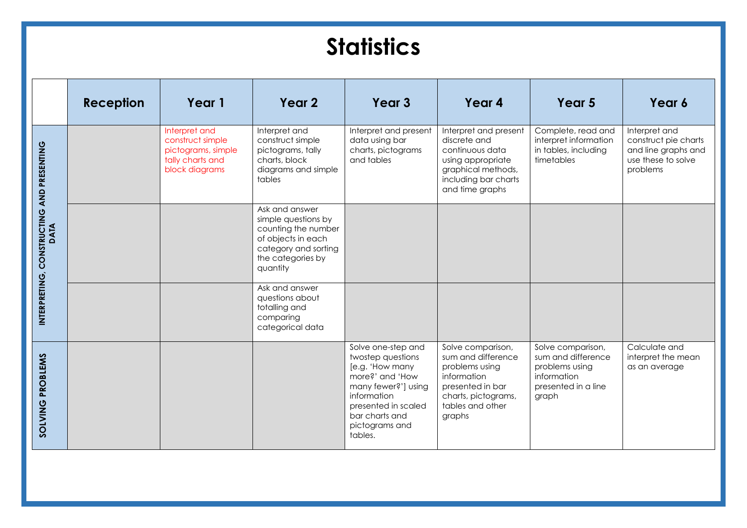# Statistics

| | Reception | Year 1 | Year 2 | Year 3 | Year 4 | Year 5 | Year 6 |
|---|---|---|---|---|---|---|---|
| INTERPRETING, CONSTRUCTING AND PRESENTING DATA | | Interpret and construct simple pictograms, simple tally charts and block diagrams | Interpret and construct simple pictograms, tally charts, block diagrams and simple tables | Interpret and present data using bar charts, pictograms and tables | Interpret and present discrete and continuous data using appropriate graphical methods, including bar charts and time graphs | Complete, read and interpret information in tables, including timetables | Interpret and construct pie charts and line graphs and use these to solve problems |
| | | | Ask and answer simple questions by counting the number of objects in each category and sorting the categories by quantity | | | | |
| | | | Ask and answer questions about totalling and comparing categorical data | | | | |
| SOLVING PROBLEMS | | | | Solve one-step and twostep questions [e.g. 'How many more?' and 'How many fewer?'] using information presented in scaled bar charts and pictograms and tables. | Solve comparison, sum and difference problems using information presented in bar charts, pictograms, tables and other graphs | Solve comparison, sum and difference problems using information presented in a line graph | Calculate and interpret the mean as an average |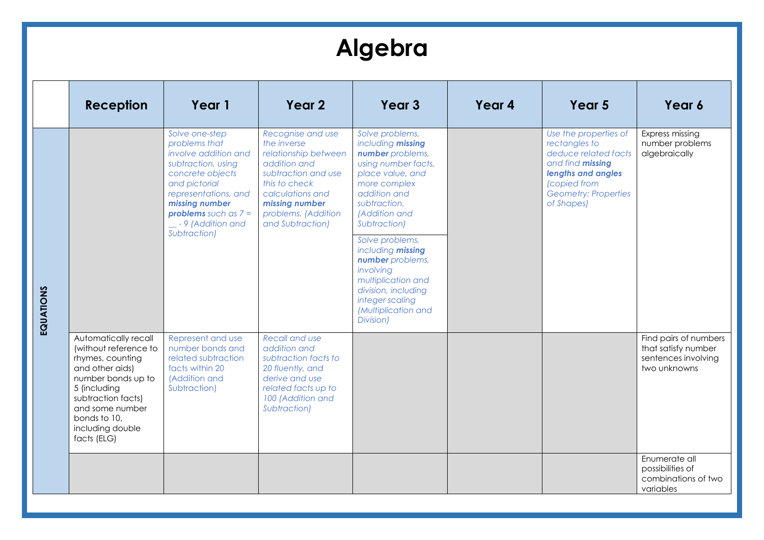# Algebra

| | Reception | Year 1 | Year 2 | Year 3 | Year 4 | Year 5 | Year 6 |
|---|---|---|---|---|---|---|---|
| EQUATIONS | | *Solve one-step problems that involve addition and subtraction, using concrete objects and pictorial representations, and **missing number problems** such as 7 = __ - 9 (Addition and Subtraction)* | *Recognise and use the inverse relationship between addition and subtraction and use this to check calculations and **missing number** problems. (Addition and Subtraction)* | *Solve problems, including **missing number** problems, using number facts, place value, and more complex addition and subtraction. (Addition and Subtraction)* | | *Use the properties of rectangles to deduce related facts and find **missing lengths and angles** (copied from Geometry: Properties of Shapes)* | Express missing number problems algebraically |
| | | | | *Solve problems, including **missing number** problems, involving multiplication and division, including integer scaling (Multiplication and Division)* | | | |
| | Automatically recall (without reference to rhymes, counting and other aids) number bonds up to 5 (including subtraction facts) and some number bonds to 10, including double facts (ELG) | Represent and use number bonds and related subtraction facts within 20 (Addition and Subtraction) | *Recall and use addition and subtraction facts to 20 fluently, and derive and use related facts up to 100 (Addition and Subtraction)* | | | | Find pairs of numbers that satisfy number sentences involving two unknowns |
| | | | | | | | Enumerate all possibilities of combinations of two variables |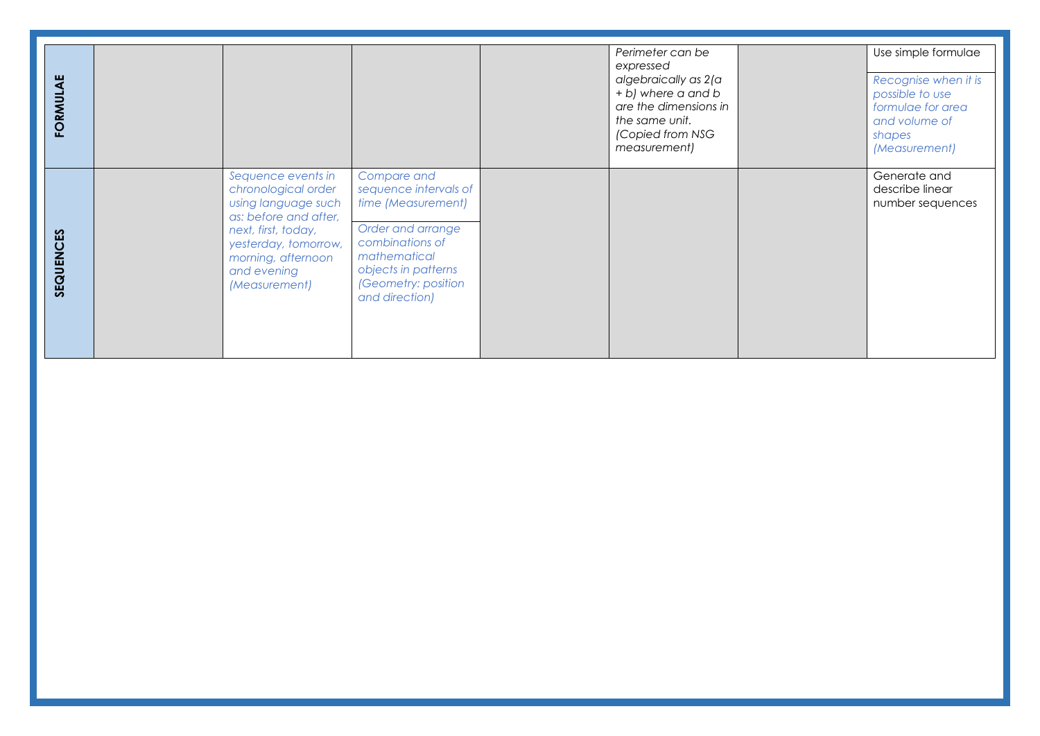| | | | | | | | |
|---|---|---|---|---|---|---|---|
| **FORMULAE** | | | | | *Perimeter can be expressed algebraically as 2(a + b) where a and b are the dimensions in the same unit. (Copied from NSG measurement)* | | Use simple formulae<br><br>*Recognise when it is possible to use formulae for area and volume of shapes (Measurement)* |
| **SEQUENCES** | | *Sequence events in chronological order using language such as: before and after, next, first, today, yesterday, tomorrow, morning, afternoon and evening (Measurement)* | *Compare and sequence intervals of time (Measurement)*<br><br>*Order and arrange combinations of mathematical objects in patterns (Geometry: position and direction)* | | | | Generate and describe linear number sequences |